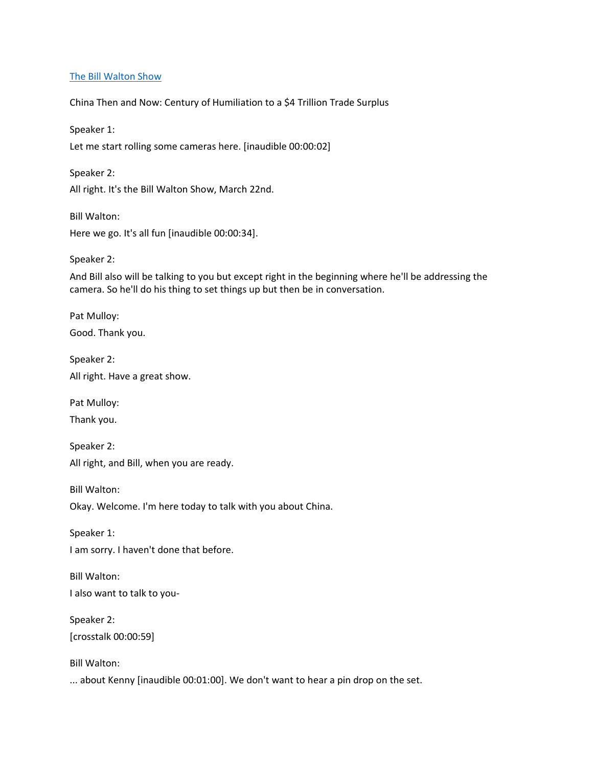[The Bill Walton Show]

China Then and Now: Century of Humiliation to a $4 Trillion Trade Surplus

Speaker 1:

Let me start rolling some cameras here. [inaudible 00:00:02]

Speaker 2:

All right. It's the Bill Walton Show, March 22nd.

Bill Walton:

Here we go. It's all fun [inaudible 00:00:34].

Speaker 2:

And Bill also will be talking to you but except right in the beginning where he'll be addressing the camera. So he'll do his thing to set things up but then be in conversation.

Pat Mulloy:

Good. Thank you.

Speaker 2:

All right. Have a great show.

Pat Mulloy:

Thank you.

Speaker 2:

All right, and Bill, when you are ready.

Bill Walton:

Okay. Welcome. I'm here today to talk with you about China.

Speaker 1:

I am sorry. I haven't done that before.

Bill Walton:

I also want to talk to you-

Speaker 2:

[crosstalk 00:00:59]

Bill Walton:

... about Kenny [inaudible 00:01:00]. We don't want to hear a pin drop on the set.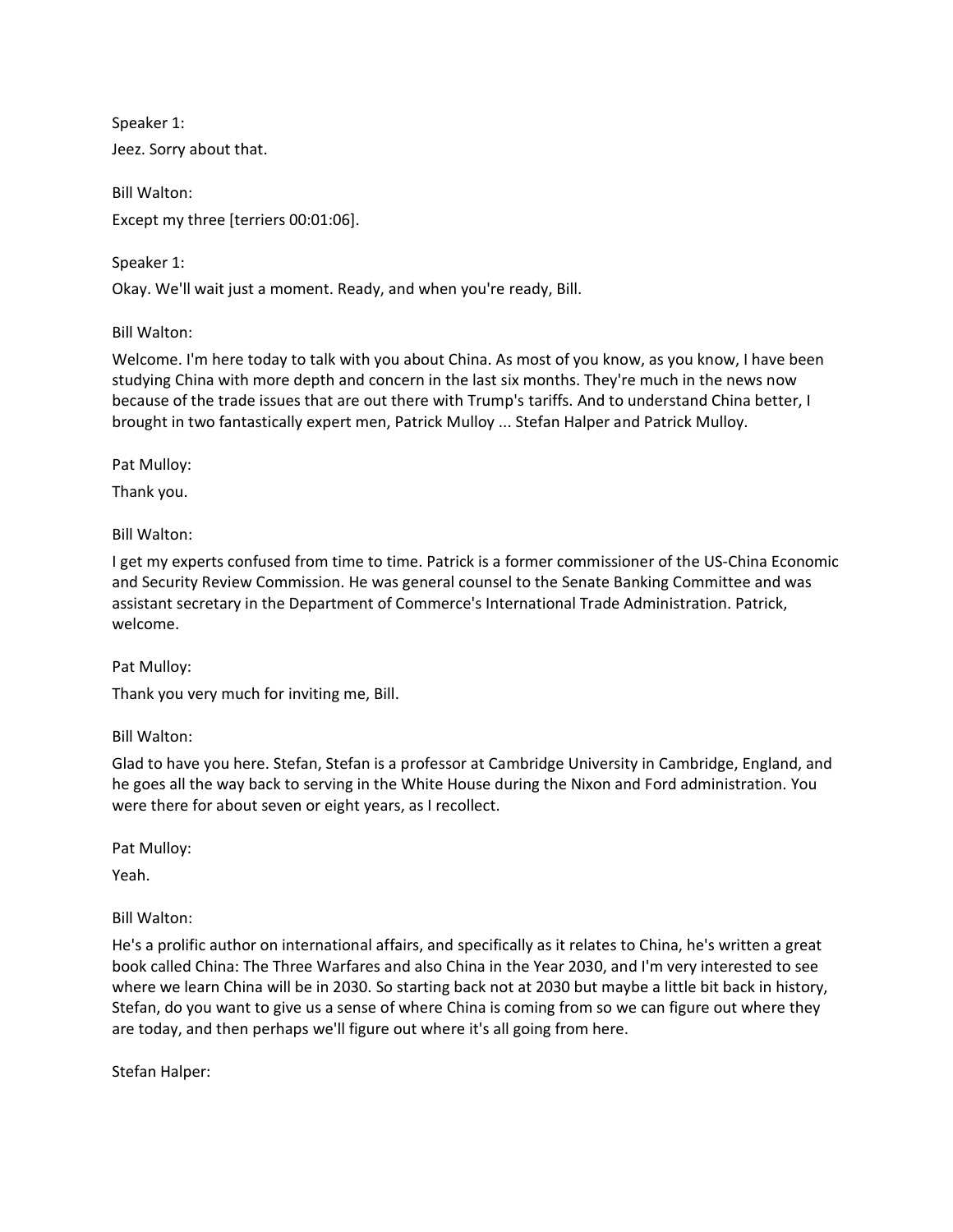Speaker 1:

Jeez. Sorry about that.

Bill Walton:

Except my three [terriers 00:01:06].

Speaker 1:

Okay. We'll wait just a moment. Ready, and when you're ready, Bill.

Bill Walton:

Welcome. I'm here today to talk with you about China. As most of you know, as you know, I have been studying China with more depth and concern in the last six months. They're much in the news now because of the trade issues that are out there with Trump's tariffs. And to understand China better, I brought in two fantastically expert men, Patrick Mulloy ... Stefan Halper and Patrick Mulloy.

Pat Mulloy:

Thank you.

Bill Walton:

I get my experts confused from time to time. Patrick is a former commissioner of the US-China Economic and Security Review Commission. He was general counsel to the Senate Banking Committee and was assistant secretary in the Department of Commerce's International Trade Administration. Patrick, welcome.

Pat Mulloy:

Thank you very much for inviting me, Bill.

Bill Walton:

Glad to have you here. Stefan, Stefan is a professor at Cambridge University in Cambridge, England, and he goes all the way back to serving in the White House during the Nixon and Ford administration. You were there for about seven or eight years, as I recollect.

Pat Mulloy:

Yeah.

Bill Walton:

He's a prolific author on international affairs, and specifically as it relates to China, he's written a great book called China: The Three Warfares and also China in the Year 2030, and I'm very interested to see where we learn China will be in 2030. So starting back not at 2030 but maybe a little bit back in history, Stefan, do you want to give us a sense of where China is coming from so we can figure out where they are today, and then perhaps we'll figure out where it's all going from here.

Stefan Halper: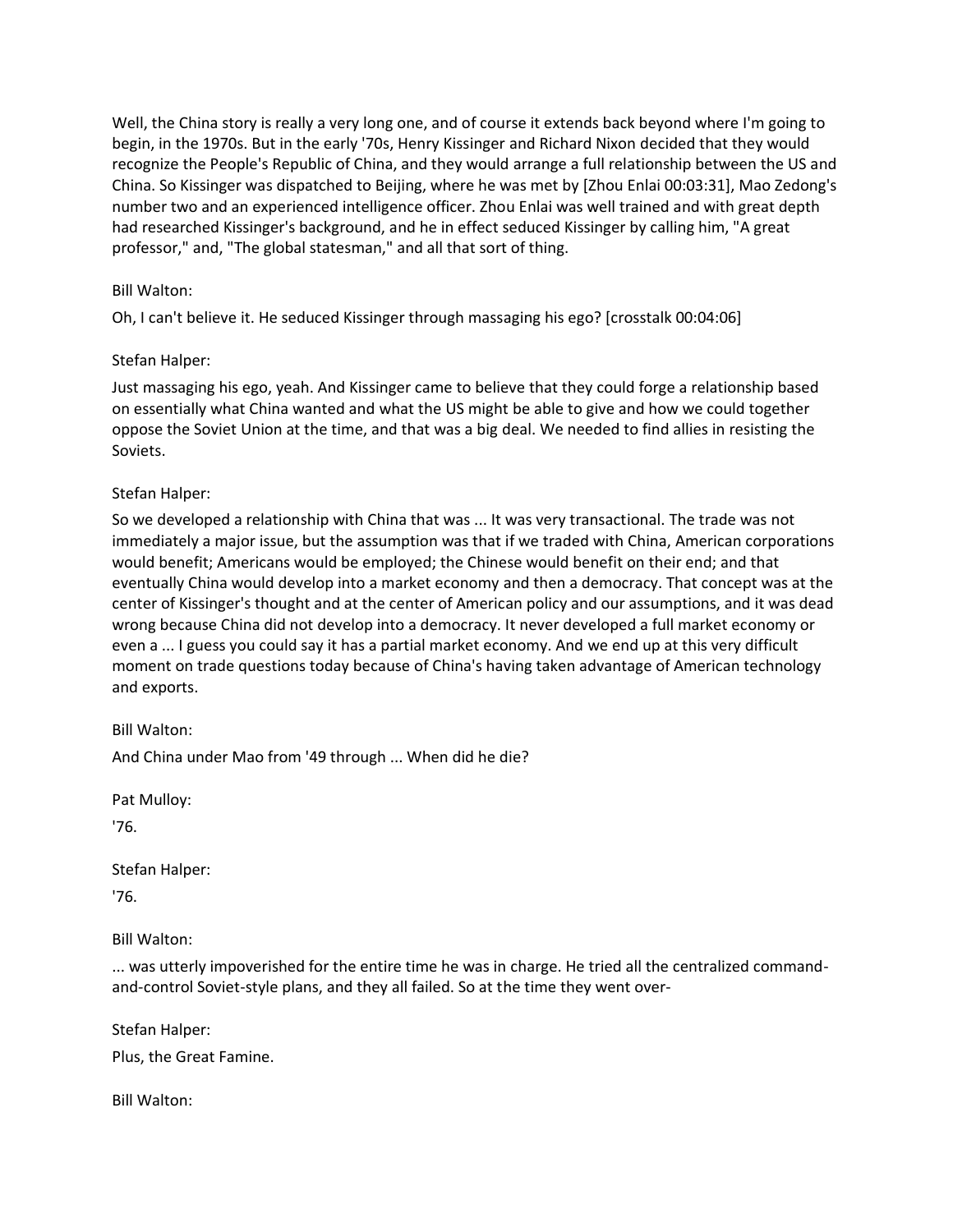Well, the China story is really a very long one, and of course it extends back beyond where I'm going to begin, in the 1970s. But in the early '70s, Henry Kissinger and Richard Nixon decided that they would recognize the People's Republic of China, and they would arrange a full relationship between the US and China. So Kissinger was dispatched to Beijing, where he was met by [Zhou Enlai 00:03:31], Mao Zedong's number two and an experienced intelligence officer. Zhou Enlai was well trained and with great depth had researched Kissinger's background, and he in effect seduced Kissinger by calling him, "A great professor," and, "The global statesman," and all that sort of thing.

Bill Walton:

Oh, I can't believe it. He seduced Kissinger through massaging his ego? [crosstalk 00:04:06]

Stefan Halper:

Just massaging his ego, yeah. And Kissinger came to believe that they could forge a relationship based on essentially what China wanted and what the US might be able to give and how we could together oppose the Soviet Union at the time, and that was a big deal. We needed to find allies in resisting the Soviets.

Stefan Halper:

So we developed a relationship with China that was ... It was very transactional. The trade was not immediately a major issue, but the assumption was that if we traded with China, American corporations would benefit; Americans would be employed; the Chinese would benefit on their end; and that eventually China would develop into a market economy and then a democracy. That concept was at the center of Kissinger's thought and at the center of American policy and our assumptions, and it was dead wrong because China did not develop into a democracy. It never developed a full market economy or even a ... I guess you could say it has a partial market economy. And we end up at this very difficult moment on trade questions today because of China's having taken advantage of American technology and exports.

Bill Walton:

And China under Mao from '49 through ... When did he die?

Pat Mulloy:

'76.

Stefan Halper:

'76.

Bill Walton:

... was utterly impoverished for the entire time he was in charge. He tried all the centralized command-and-control Soviet-style plans, and they all failed. So at the time they went over-

Stefan Halper:

Plus, the Great Famine.

Bill Walton: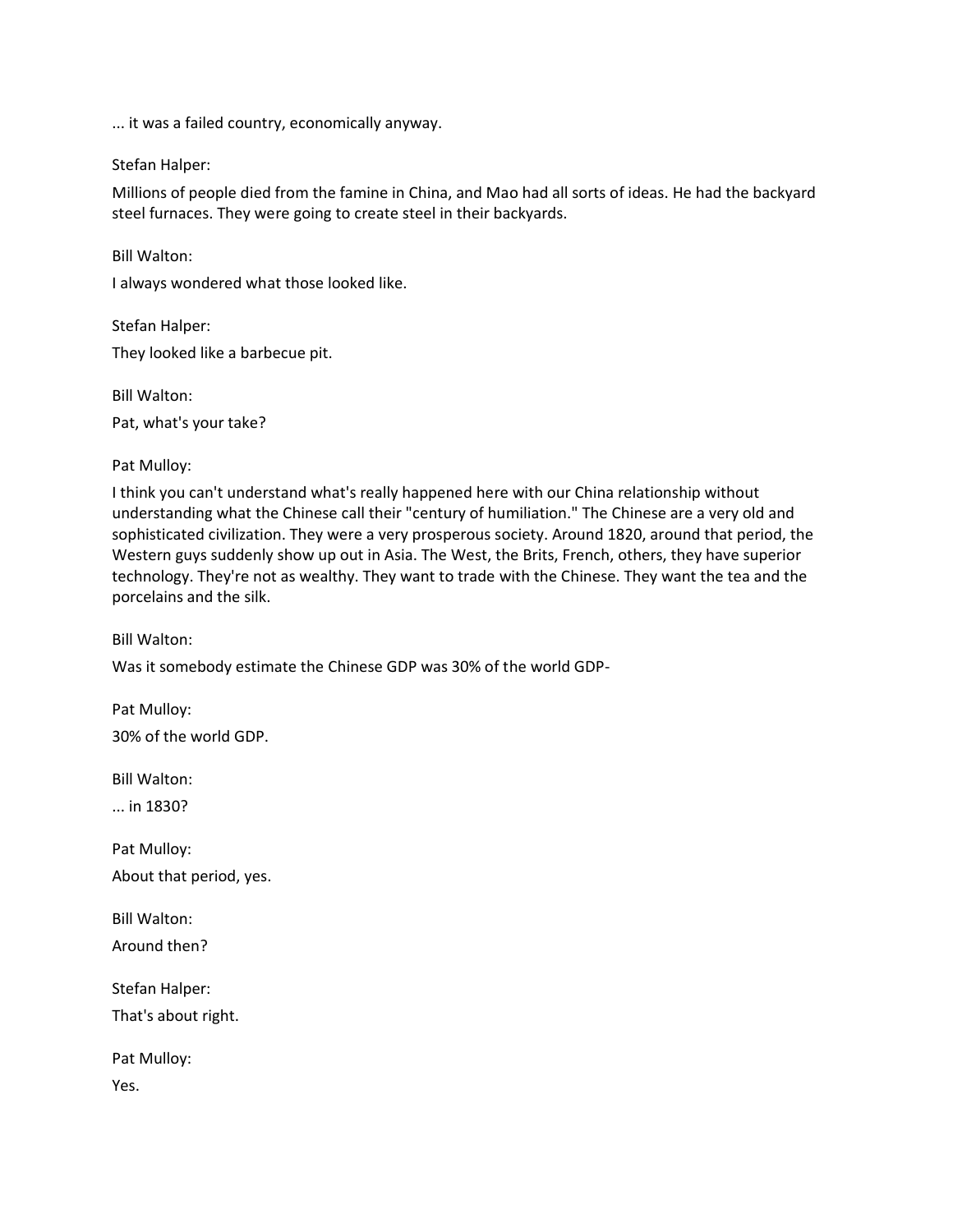... it was a failed country, economically anyway.

Stefan Halper:

Millions of people died from the famine in China, and Mao had all sorts of ideas. He had the backyard steel furnaces. They were going to create steel in their backyards.

Bill Walton:

I always wondered what those looked like.

Stefan Halper:

They looked like a barbecue pit.

Bill Walton:

Pat, what's your take?

Pat Mulloy:

I think you can't understand what's really happened here with our China relationship without understanding what the Chinese call their "century of humiliation." The Chinese are a very old and sophisticated civilization. They were a very prosperous society. Around 1820, around that period, the Western guys suddenly show up out in Asia. The West, the Brits, French, others, they have superior technology. They're not as wealthy. They want to trade with the Chinese. They want the tea and the porcelains and the silk.

Bill Walton:

Was it somebody estimate the Chinese GDP was 30% of the world GDP-

Pat Mulloy:

30% of the world GDP.

Bill Walton:

... in 1830?

Pat Mulloy:

About that period, yes.

Bill Walton:

Around then?

Stefan Halper:

That's about right.

Pat Mulloy:

Yes.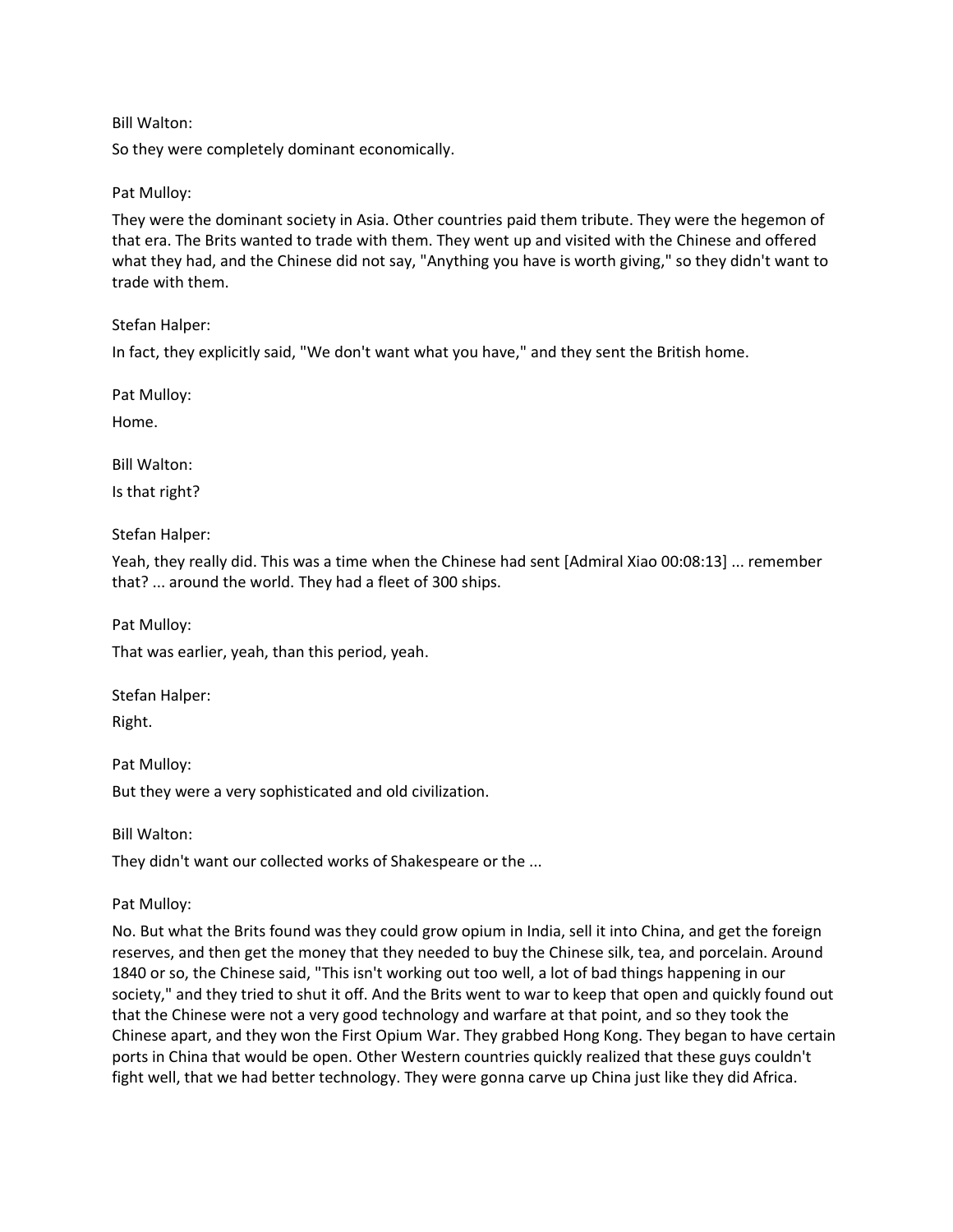Bill Walton:

So they were completely dominant economically.

Pat Mulloy:

They were the dominant society in Asia. Other countries paid them tribute. They were the hegemon of that era. The Brits wanted to trade with them. They went up and visited with the Chinese and offered what they had, and the Chinese did not say, "Anything you have is worth giving," so they didn't want to trade with them.

Stefan Halper:

In fact, they explicitly said, "We don't want what you have," and they sent the British home.

Pat Mulloy:

Home.

Bill Walton:

Is that right?

Stefan Halper:

Yeah, they really did. This was a time when the Chinese had sent [Admiral Xiao 00:08:13] ... remember that? ... around the world. They had a fleet of 300 ships.

Pat Mulloy:

That was earlier, yeah, than this period, yeah.

Stefan Halper:

Right.

Pat Mulloy:

But they were a very sophisticated and old civilization.

Bill Walton:

They didn't want our collected works of Shakespeare or the ...

Pat Mulloy:

No. But what the Brits found was they could grow opium in India, sell it into China, and get the foreign reserves, and then get the money that they needed to buy the Chinese silk, tea, and porcelain. Around 1840 or so, the Chinese said, "This isn't working out too well, a lot of bad things happening in our society," and they tried to shut it off. And the Brits went to war to keep that open and quickly found out that the Chinese were not a very good technology and warfare at that point, and so they took the Chinese apart, and they won the First Opium War. They grabbed Hong Kong. They began to have certain ports in China that would be open. Other Western countries quickly realized that these guys couldn't fight well, that we had better technology. They were gonna carve up China just like they did Africa.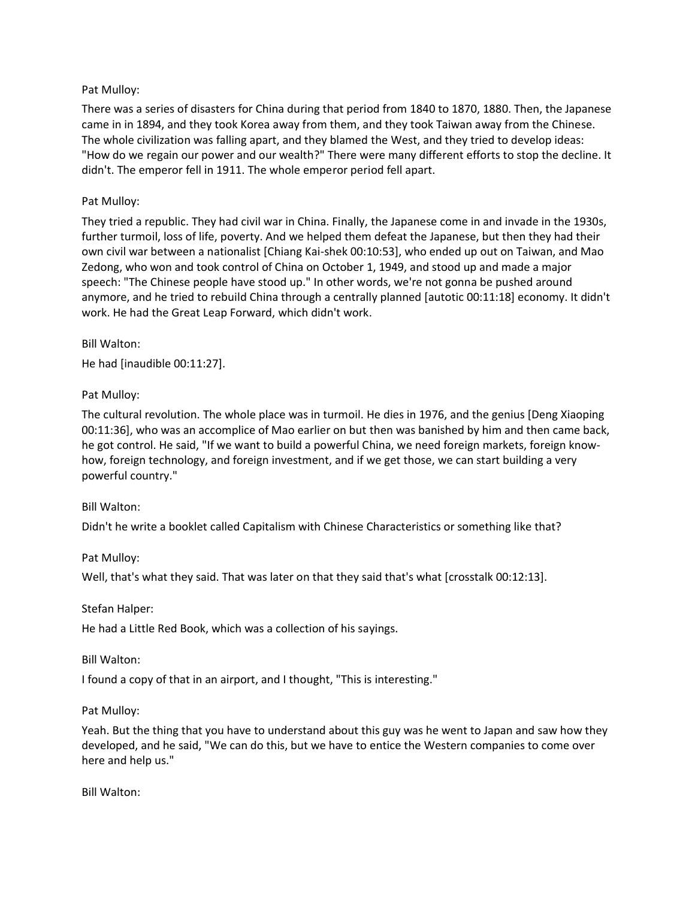Pat Mulloy:

There was a series of disasters for China during that period from 1840 to 1870, 1880. Then, the Japanese came in in 1894, and they took Korea away from them, and they took Taiwan away from the Chinese. The whole civilization was falling apart, and they blamed the West, and they tried to develop ideas: "How do we regain our power and our wealth?" There were many different efforts to stop the decline. It didn't. The emperor fell in 1911. The whole emperor period fell apart.

Pat Mulloy:

They tried a republic. They had civil war in China. Finally, the Japanese come in and invade in the 1930s, further turmoil, loss of life, poverty. And we helped them defeat the Japanese, but then they had their own civil war between a nationalist [Chiang Kai-shek 00:10:53], who ended up out on Taiwan, and Mao Zedong, who won and took control of China on October 1, 1949, and stood up and made a major speech: "The Chinese people have stood up." In other words, we're not gonna be pushed around anymore, and he tried to rebuild China through a centrally planned [autotic 00:11:18] economy. It didn't work. He had the Great Leap Forward, which didn't work.

Bill Walton:

He had [inaudible 00:11:27].

Pat Mulloy:

The cultural revolution. The whole place was in turmoil. He dies in 1976, and the genius [Deng Xiaoping 00:11:36], who was an accomplice of Mao earlier on but then was banished by him and then came back, he got control. He said, "If we want to build a powerful China, we need foreign markets, foreign know-how, foreign technology, and foreign investment, and if we get those, we can start building a very powerful country."

Bill Walton:

Didn't he write a booklet called Capitalism with Chinese Characteristics or something like that?

Pat Mulloy:

Well, that's what they said. That was later on that they said that's what [crosstalk 00:12:13].

Stefan Halper:

He had a Little Red Book, which was a collection of his sayings.

Bill Walton:

I found a copy of that in an airport, and I thought, "This is interesting."

Pat Mulloy:

Yeah. But the thing that you have to understand about this guy was he went to Japan and saw how they developed, and he said, "We can do this, but we have to entice the Western companies to come over here and help us."

Bill Walton: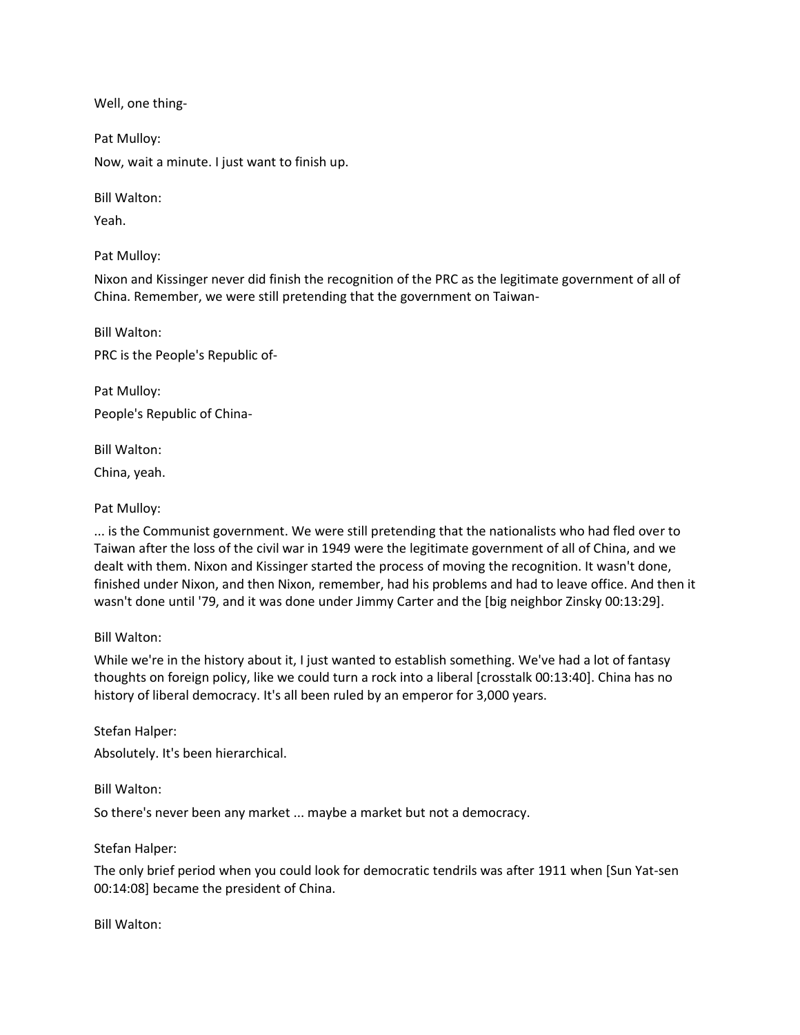Well, one thing-

Pat Mulloy:

Now, wait a minute. I just want to finish up.

Bill Walton:

Yeah.

Pat Mulloy:

Nixon and Kissinger never did finish the recognition of the PRC as the legitimate government of all of China. Remember, we were still pretending that the government on Taiwan-

Bill Walton:

PRC is the People's Republic of-

Pat Mulloy:

People's Republic of China-

Bill Walton:

China, yeah.

Pat Mulloy:

... is the Communist government. We were still pretending that the nationalists who had fled over to Taiwan after the loss of the civil war in 1949 were the legitimate government of all of China, and we dealt with them. Nixon and Kissinger started the process of moving the recognition. It wasn't done, finished under Nixon, and then Nixon, remember, had his problems and had to leave office. And then it wasn't done until '79, and it was done under Jimmy Carter and the [big neighbor Zinsky 00:13:29].

Bill Walton:

While we're in the history about it, I just wanted to establish something. We've had a lot of fantasy thoughts on foreign policy, like we could turn a rock into a liberal [crosstalk 00:13:40]. China has no history of liberal democracy. It's all been ruled by an emperor for 3,000 years.

Stefan Halper:

Absolutely. It's been hierarchical.

Bill Walton:

So there's never been any market ... maybe a market but not a democracy.

Stefan Halper:

The only brief period when you could look for democratic tendrils was after 1911 when [Sun Yat-sen 00:14:08] became the president of China.

Bill Walton: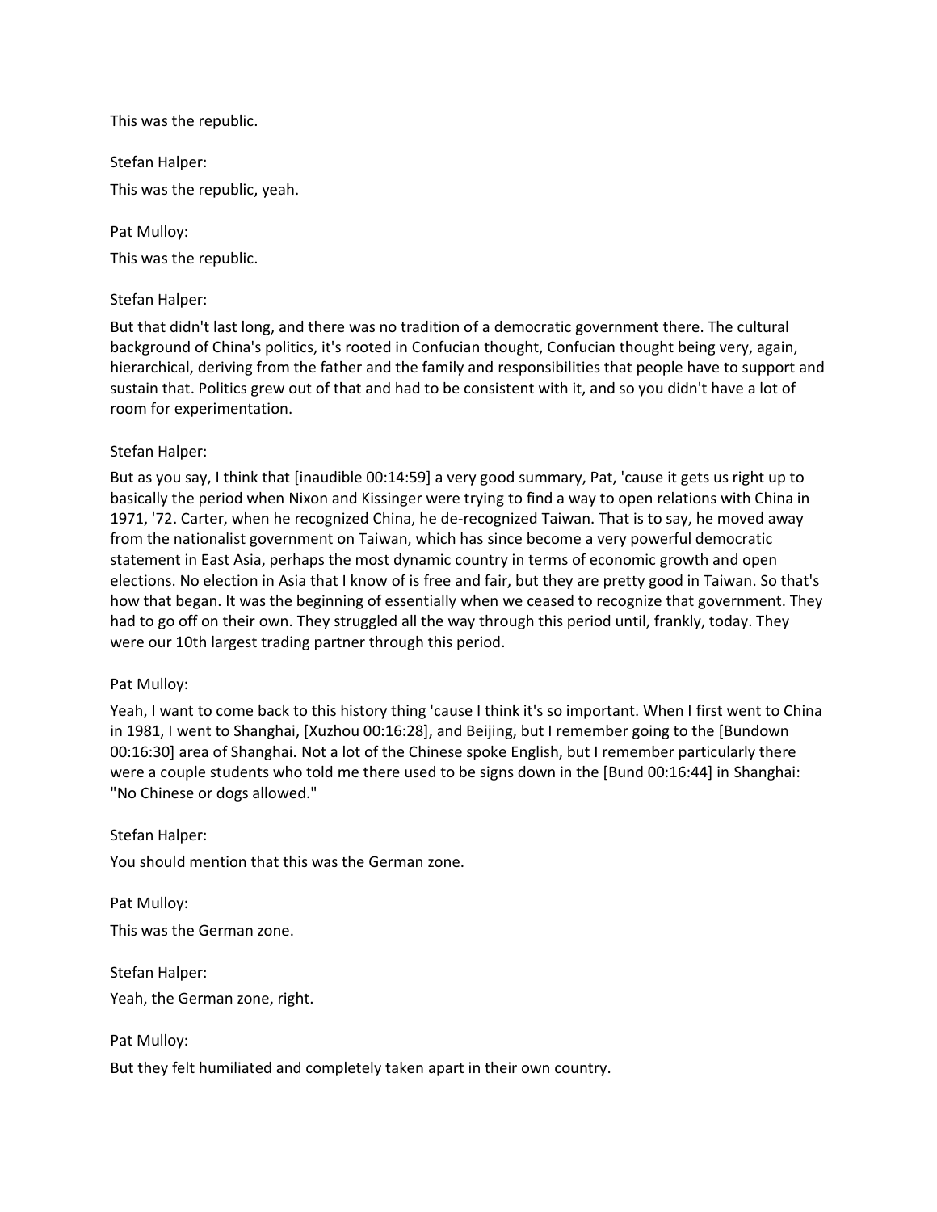This was the republic.

Stefan Halper:

This was the republic, yeah.

Pat Mulloy:

This was the republic.

Stefan Halper:

But that didn't last long, and there was no tradition of a democratic government there. The cultural background of China's politics, it's rooted in Confucian thought, Confucian thought being very, again, hierarchical, deriving from the father and the family and responsibilities that people have to support and sustain that. Politics grew out of that and had to be consistent with it, and so you didn't have a lot of room for experimentation.

Stefan Halper:

But as you say, I think that [inaudible 00:14:59] a very good summary, Pat, 'cause it gets us right up to basically the period when Nixon and Kissinger were trying to find a way to open relations with China in 1971, '72. Carter, when he recognized China, he de-recognized Taiwan. That is to say, he moved away from the nationalist government on Taiwan, which has since become a very powerful democratic statement in East Asia, perhaps the most dynamic country in terms of economic growth and open elections. No election in Asia that I know of is free and fair, but they are pretty good in Taiwan. So that's how that began. It was the beginning of essentially when we ceased to recognize that government. They had to go off on their own. They struggled all the way through this period until, frankly, today. They were our 10th largest trading partner through this period.

Pat Mulloy:

Yeah, I want to come back to this history thing 'cause I think it's so important. When I first went to China in 1981, I went to Shanghai, [Xuzhou 00:16:28], and Beijing, but I remember going to the [Bundown 00:16:30] area of Shanghai. Not a lot of the Chinese spoke English, but I remember particularly there were a couple students who told me there used to be signs down in the [Bund 00:16:44] in Shanghai: "No Chinese or dogs allowed."

Stefan Halper:

You should mention that this was the German zone.

Pat Mulloy:

This was the German zone.

Stefan Halper:

Yeah, the German zone, right.

Pat Mulloy:

But they felt humiliated and completely taken apart in their own country.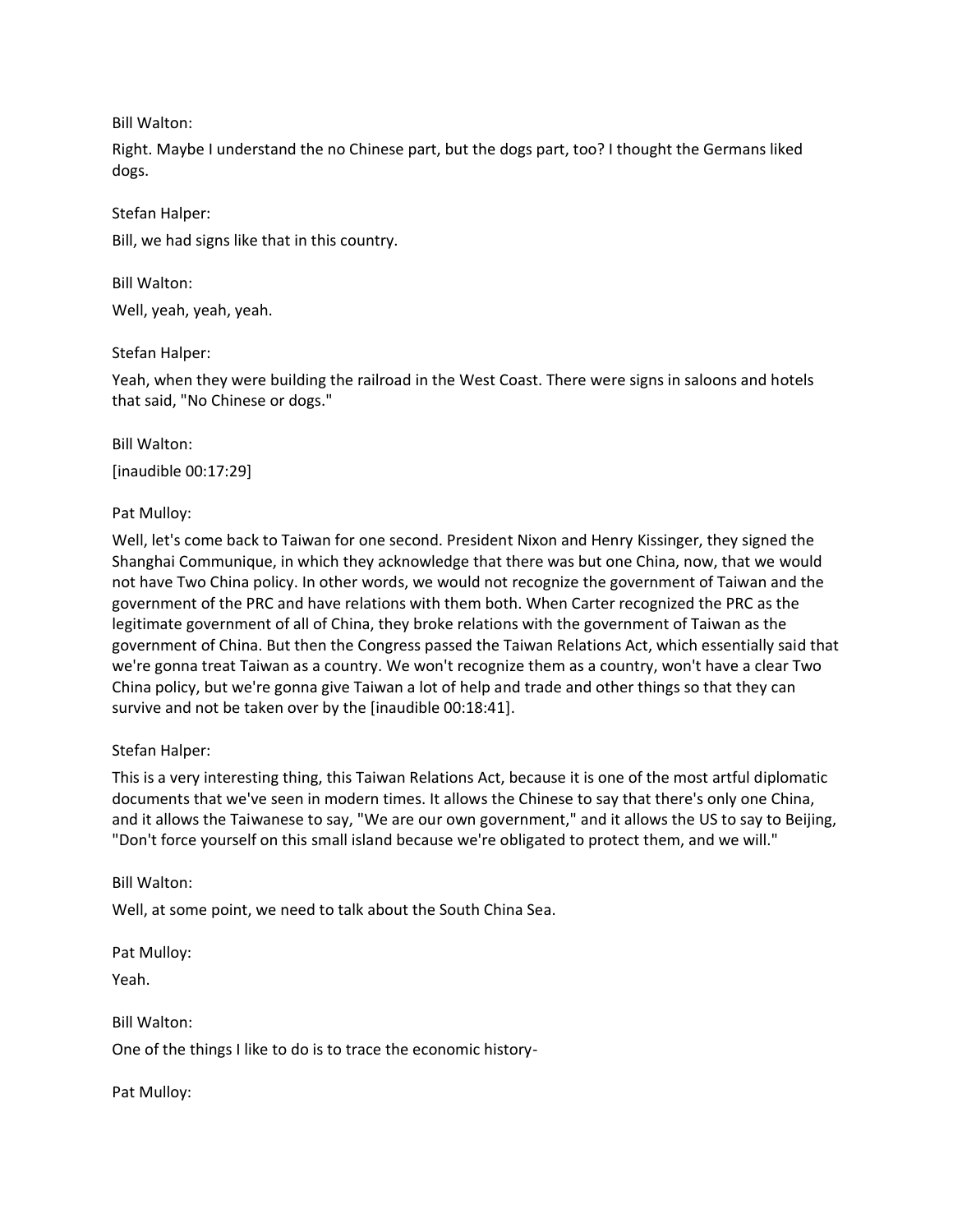Bill Walton:

Right. Maybe I understand the no Chinese part, but the dogs part, too? I thought the Germans liked dogs.

Stefan Halper:

Bill, we had signs like that in this country.

Bill Walton:

Well, yeah, yeah, yeah.

Stefan Halper:

Yeah, when they were building the railroad in the West Coast. There were signs in saloons and hotels that said, "No Chinese or dogs."

Bill Walton:

[inaudible 00:17:29]

Pat Mulloy:

Well, let's come back to Taiwan for one second. President Nixon and Henry Kissinger, they signed the Shanghai Communique, in which they acknowledge that there was but one China, now, that we would not have Two China policy. In other words, we would not recognize the government of Taiwan and the government of the PRC and have relations with them both. When Carter recognized the PRC as the legitimate government of all of China, they broke relations with the government of Taiwan as the government of China. But then the Congress passed the Taiwan Relations Act, which essentially said that we're gonna treat Taiwan as a country. We won't recognize them as a country, won't have a clear Two China policy, but we're gonna give Taiwan a lot of help and trade and other things so that they can survive and not be taken over by the [inaudible 00:18:41].

Stefan Halper:

This is a very interesting thing, this Taiwan Relations Act, because it is one of the most artful diplomatic documents that we've seen in modern times. It allows the Chinese to say that there's only one China, and it allows the Taiwanese to say, "We are our own government," and it allows the US to say to Beijing, "Don't force yourself on this small island because we're obligated to protect them, and we will."

Bill Walton:

Well, at some point, we need to talk about the South China Sea.

Pat Mulloy:

Yeah.

Bill Walton:

One of the things I like to do is to trace the economic history-

Pat Mulloy: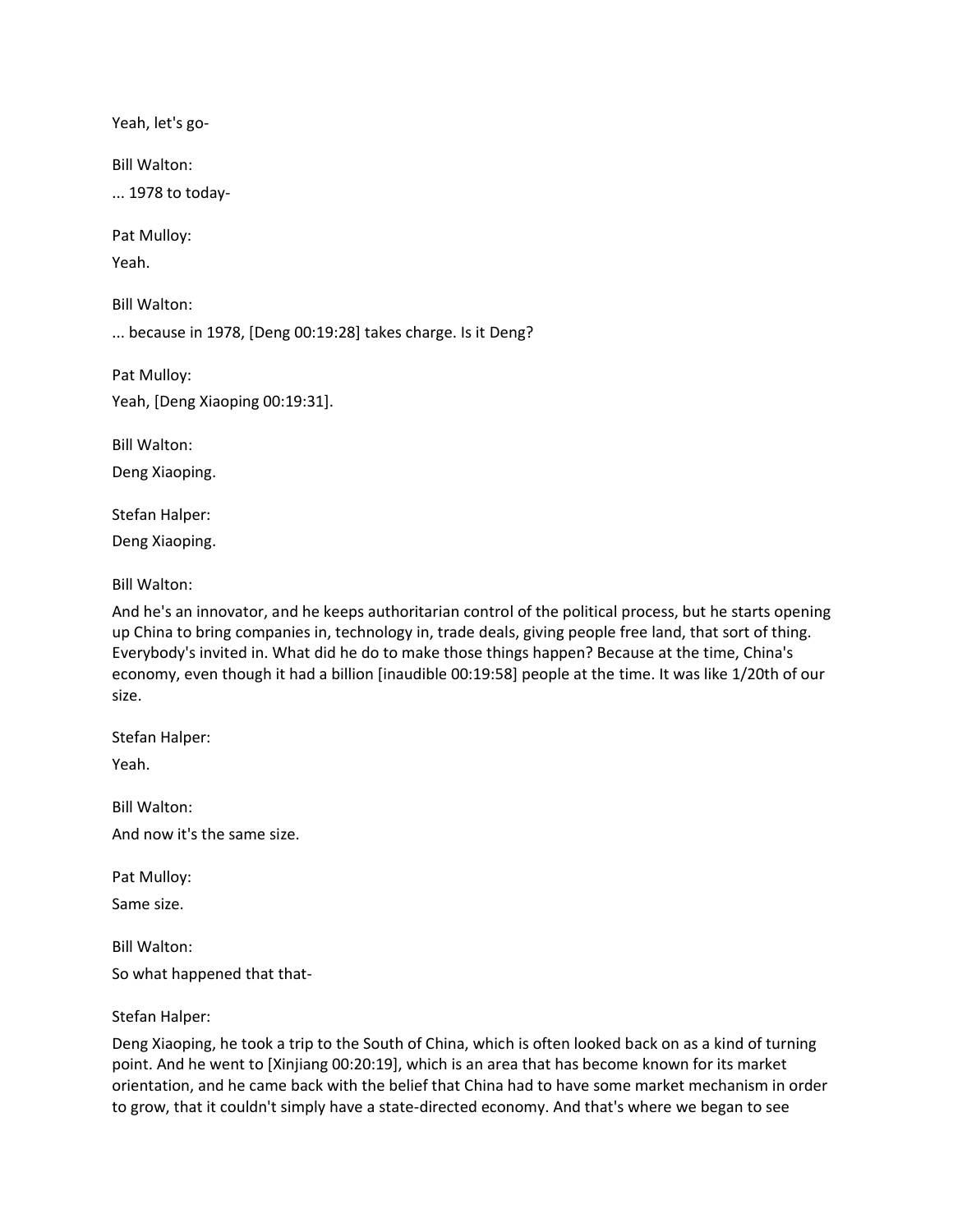Yeah, let's go-

Bill Walton:

... 1978 to today-

Pat Mulloy:

Yeah.

Bill Walton:

... because in 1978, [Deng 00:19:28] takes charge. Is it Deng?

Pat Mulloy:

Yeah, [Deng Xiaoping 00:19:31].

Bill Walton:

Deng Xiaoping.

Stefan Halper:

Deng Xiaoping.

Bill Walton:

And he's an innovator, and he keeps authoritarian control of the political process, but he starts opening up China to bring companies in, technology in, trade deals, giving people free land, that sort of thing. Everybody's invited in. What did he do to make those things happen? Because at the time, China's economy, even though it had a billion [inaudible 00:19:58] people at the time. It was like 1/20th of our size.

Stefan Halper:

Yeah.

Bill Walton:

And now it's the same size.

Pat Mulloy:

Same size.

Bill Walton:

So what happened that that-

Stefan Halper:

Deng Xiaoping, he took a trip to the South of China, which is often looked back on as a kind of turning point. And he went to [Xinjiang 00:20:19], which is an area that has become known for its market orientation, and he came back with the belief that China had to have some market mechanism in order to grow, that it couldn't simply have a state-directed economy. And that's where we began to see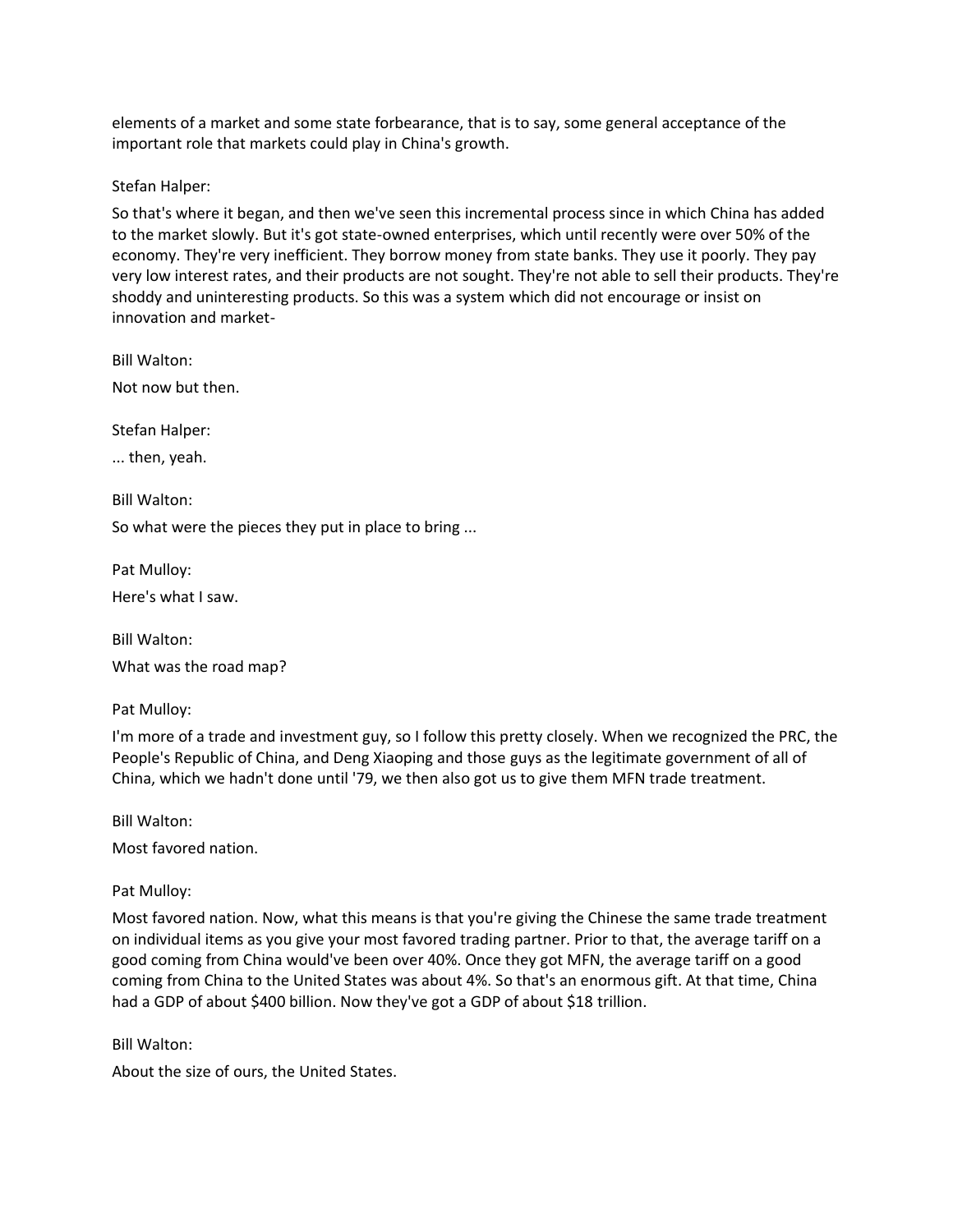elements of a market and some state forbearance, that is to say, some general acceptance of the important role that markets could play in China's growth.

Stefan Halper:

So that's where it began, and then we've seen this incremental process since in which China has added to the market slowly. But it's got state-owned enterprises, which until recently were over 50% of the economy. They're very inefficient. They borrow money from state banks. They use it poorly. They pay very low interest rates, and their products are not sought. They're not able to sell their products. They're shoddy and uninteresting products. So this was a system which did not encourage or insist on innovation and market-

Bill Walton:

Not now but then.

Stefan Halper:

... then, yeah.

Bill Walton:

So what were the pieces they put in place to bring ...

Pat Mulloy:

Here's what I saw.

Bill Walton:

What was the road map?

Pat Mulloy:

I'm more of a trade and investment guy, so I follow this pretty closely. When we recognized the PRC, the People's Republic of China, and Deng Xiaoping and those guys as the legitimate government of all of China, which we hadn't done until '79, we then also got us to give them MFN trade treatment.

Bill Walton:

Most favored nation.

Pat Mulloy:

Most favored nation. Now, what this means is that you're giving the Chinese the same trade treatment on individual items as you give your most favored trading partner. Prior to that, the average tariff on a good coming from China would've been over 40%. Once they got MFN, the average tariff on a good coming from China to the United States was about 4%. So that's an enormous gift. At that time, China had a GDP of about $400 billion. Now they've got a GDP of about $18 trillion.

Bill Walton:

About the size of ours, the United States.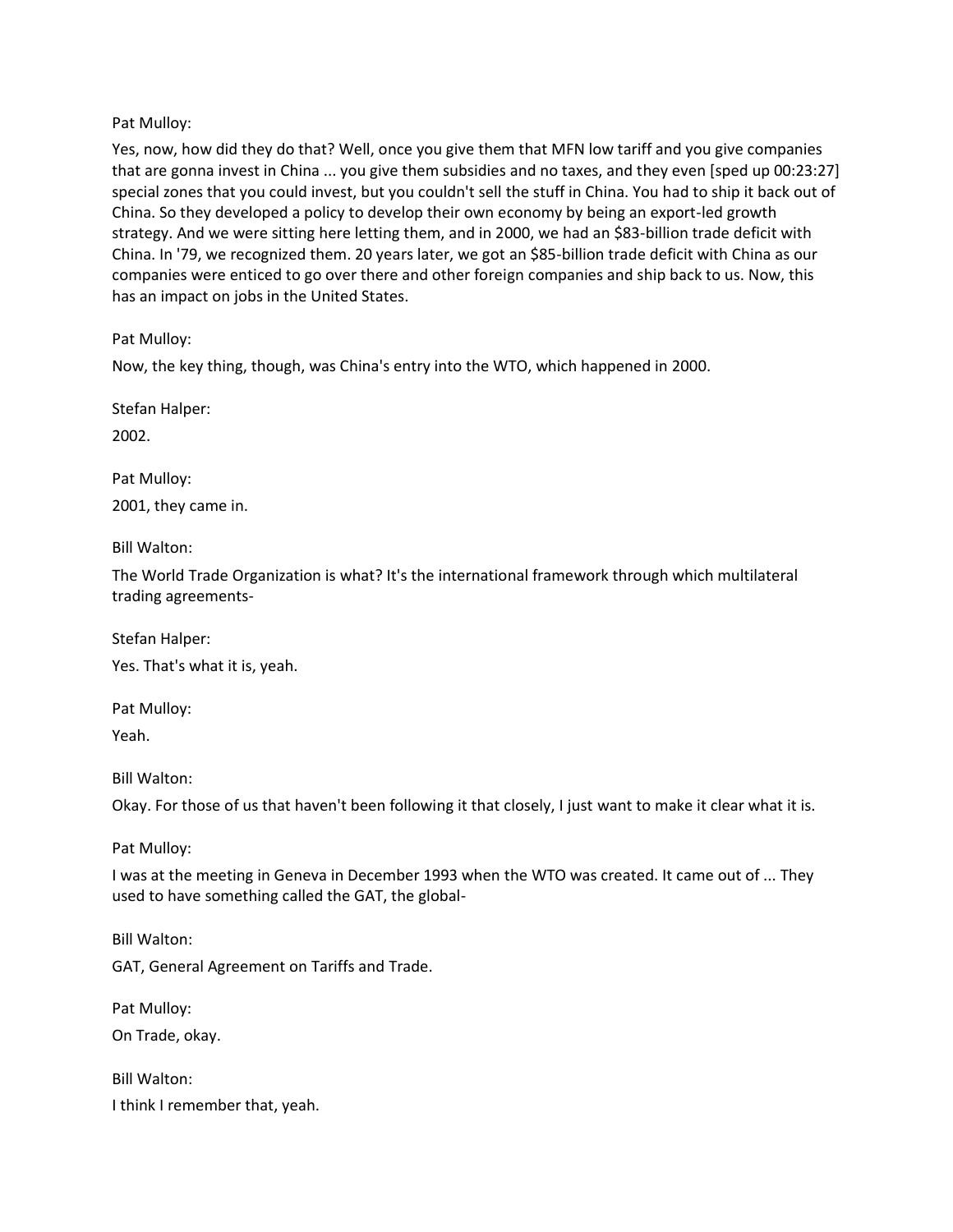Pat Mulloy:

Yes, now, how did they do that? Well, once you give them that MFN low tariff and you give companies that are gonna invest in China ... you give them subsidies and no taxes, and they even [sped up 00:23:27] special zones that you could invest, but you couldn't sell the stuff in China. You had to ship it back out of China. So they developed a policy to develop their own economy by being an export-led growth strategy. And we were sitting here letting them, and in 2000, we had an $83-billion trade deficit with China. In '79, we recognized them. 20 years later, we got an $85-billion trade deficit with China as our companies were enticed to go over there and other foreign companies and ship back to us. Now, this has an impact on jobs in the United States.

Pat Mulloy:

Now, the key thing, though, was China's entry into the WTO, which happened in 2000.

Stefan Halper:

2002.

Pat Mulloy:

2001, they came in.

Bill Walton:

The World Trade Organization is what? It's the international framework through which multilateral trading agreements-

Stefan Halper:

Yes. That's what it is, yeah.

Pat Mulloy:

Yeah.

Bill Walton:

Okay. For those of us that haven't been following it that closely, I just want to make it clear what it is.

Pat Mulloy:

I was at the meeting in Geneva in December 1993 when the WTO was created. It came out of ... They used to have something called the GAT, the global-

Bill Walton:

GAT, General Agreement on Tariffs and Trade.

Pat Mulloy:

On Trade, okay.

Bill Walton:

I think I remember that, yeah.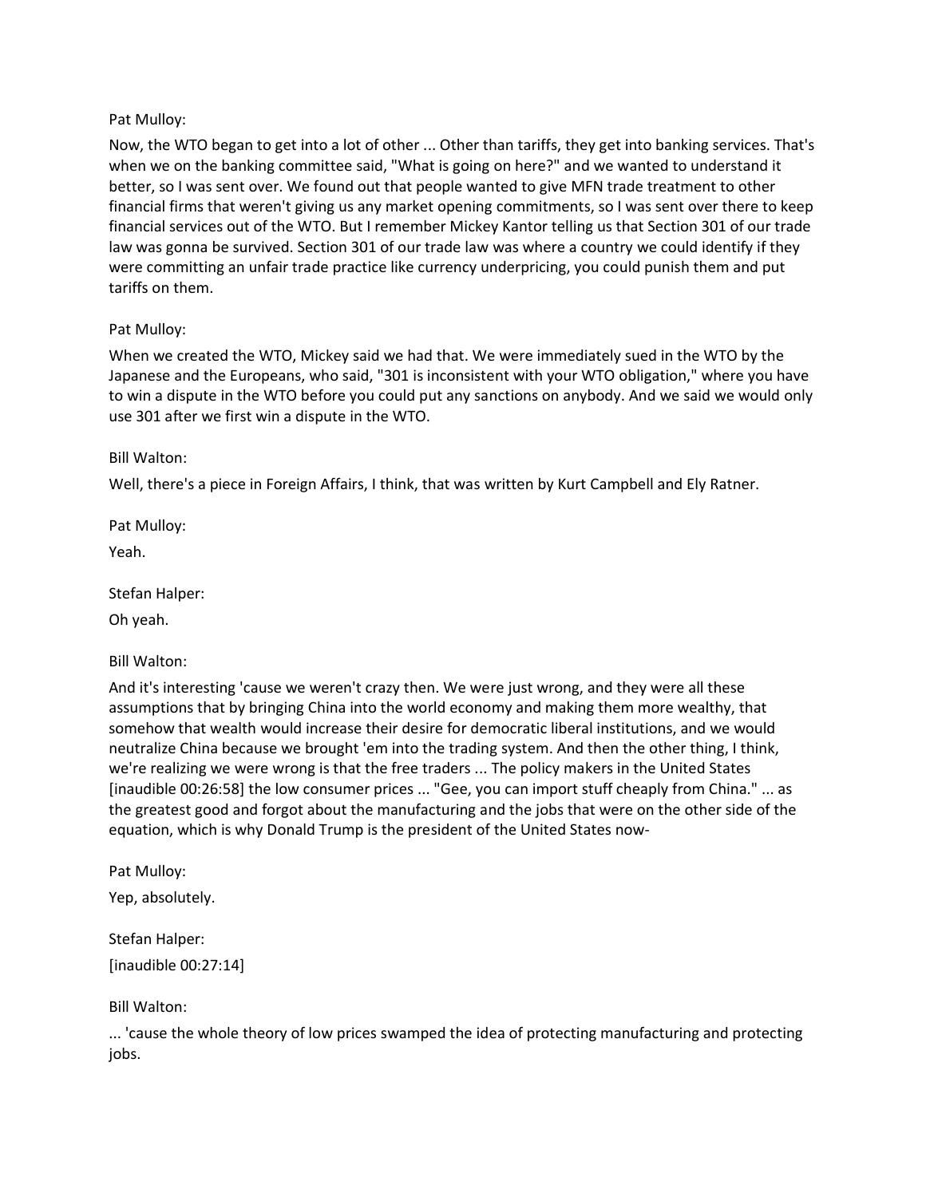Pat Mulloy:

Now, the WTO began to get into a lot of other ... Other than tariffs, they get into banking services. That's when we on the banking committee said, "What is going on here?" and we wanted to understand it better, so I was sent over. We found out that people wanted to give MFN trade treatment to other financial firms that weren't giving us any market opening commitments, so I was sent over there to keep financial services out of the WTO. But I remember Mickey Kantor telling us that Section 301 of our trade law was gonna be survived. Section 301 of our trade law was where a country we could identify if they were committing an unfair trade practice like currency underpricing, you could punish them and put tariffs on them.

Pat Mulloy:

When we created the WTO, Mickey said we had that. We were immediately sued in the WTO by the Japanese and the Europeans, who said, "301 is inconsistent with your WTO obligation," where you have to win a dispute in the WTO before you could put any sanctions on anybody. And we said we would only use 301 after we first win a dispute in the WTO.

Bill Walton:

Well, there's a piece in Foreign Affairs, I think, that was written by Kurt Campbell and Ely Ratner.

Pat Mulloy:

Yeah.

Stefan Halper:

Oh yeah.

Bill Walton:

And it's interesting 'cause we weren't crazy then. We were just wrong, and they were all these assumptions that by bringing China into the world economy and making them more wealthy, that somehow that wealth would increase their desire for democratic liberal institutions, and we would neutralize China because we brought 'em into the trading system. And then the other thing, I think, we're realizing we were wrong is that the free traders ... The policy makers in the United States [inaudible 00:26:58] the low consumer prices ... "Gee, you can import stuff cheaply from China." ... as the greatest good and forgot about the manufacturing and the jobs that were on the other side of the equation, which is why Donald Trump is the president of the United States now-

Pat Mulloy:

Yep, absolutely.

Stefan Halper:

[inaudible 00:27:14]

Bill Walton:

... 'cause the whole theory of low prices swamped the idea of protecting manufacturing and protecting jobs.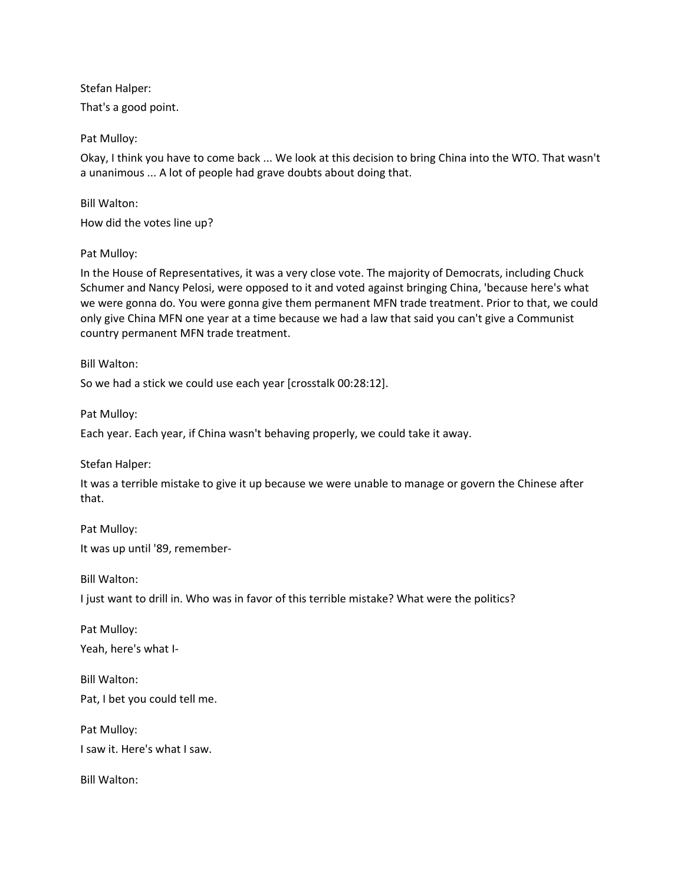Stefan Halper:

That's a good point.

Pat Mulloy:

Okay, I think you have to come back ... We look at this decision to bring China into the WTO. That wasn't a unanimous ... A lot of people had grave doubts about doing that.

Bill Walton:

How did the votes line up?

Pat Mulloy:

In the House of Representatives, it was a very close vote. The majority of Democrats, including Chuck Schumer and Nancy Pelosi, were opposed to it and voted against bringing China, 'because here's what we were gonna do. You were gonna give them permanent MFN trade treatment. Prior to that, we could only give China MFN one year at a time because we had a law that said you can't give a Communist country permanent MFN trade treatment.

Bill Walton:

So we had a stick we could use each year [crosstalk 00:28:12].

Pat Mulloy:

Each year. Each year, if China wasn't behaving properly, we could take it away.

Stefan Halper:

It was a terrible mistake to give it up because we were unable to manage or govern the Chinese after that.

Pat Mulloy:

It was up until '89, remember-

Bill Walton:

I just want to drill in. Who was in favor of this terrible mistake? What were the politics?

Pat Mulloy:

Yeah, here's what I-

Bill Walton:

Pat, I bet you could tell me.

Pat Mulloy:

I saw it. Here's what I saw.

Bill Walton: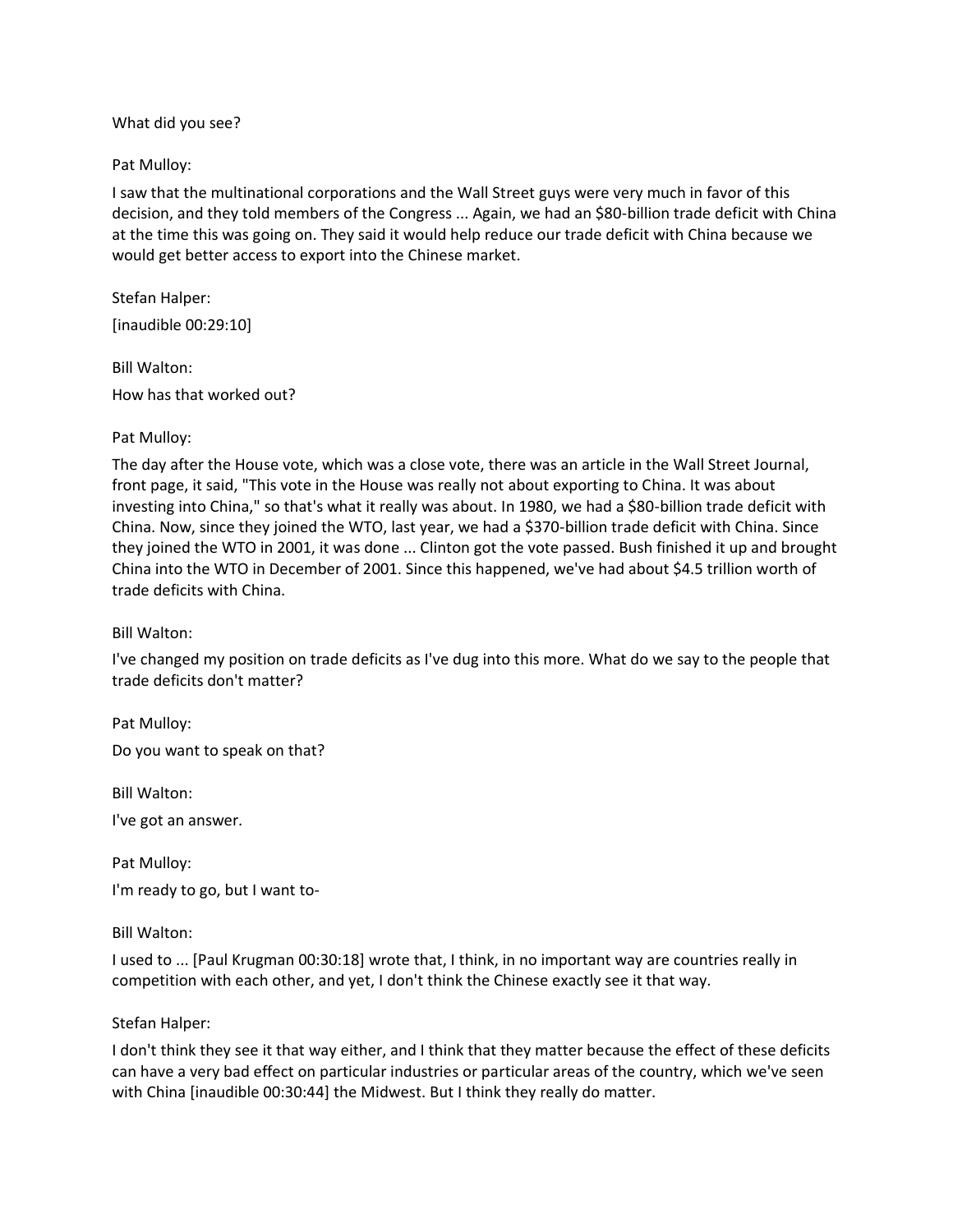What did you see?

Pat Mulloy:

I saw that the multinational corporations and the Wall Street guys were very much in favor of this decision, and they told members of the Congress ... Again, we had an $80-billion trade deficit with China at the time this was going on. They said it would help reduce our trade deficit with China because we would get better access to export into the Chinese market.

Stefan Halper:

[inaudible 00:29:10]

Bill Walton:

How has that worked out?

Pat Mulloy:

The day after the House vote, which was a close vote, there was an article in the Wall Street Journal, front page, it said, "This vote in the House was really not about exporting to China. It was about investing into China," so that's what it really was about. In 1980, we had a $80-billion trade deficit with China. Now, since they joined the WTO, last year, we had a $370-billion trade deficit with China. Since they joined the WTO in 2001, it was done ... Clinton got the vote passed. Bush finished it up and brought China into the WTO in December of 2001. Since this happened, we've had about $4.5 trillion worth of trade deficits with China.

Bill Walton:

I've changed my position on trade deficits as I've dug into this more. What do we say to the people that trade deficits don't matter?

Pat Mulloy:

Do you want to speak on that?

Bill Walton:

I've got an answer.

Pat Mulloy:

I'm ready to go, but I want to-

Bill Walton:

I used to ... [Paul Krugman 00:30:18] wrote that, I think, in no important way are countries really in competition with each other, and yet, I don't think the Chinese exactly see it that way.

Stefan Halper:

I don't think they see it that way either, and I think that they matter because the effect of these deficits can have a very bad effect on particular industries or particular areas of the country, which we've seen with China [inaudible 00:30:44] the Midwest. But I think they really do matter.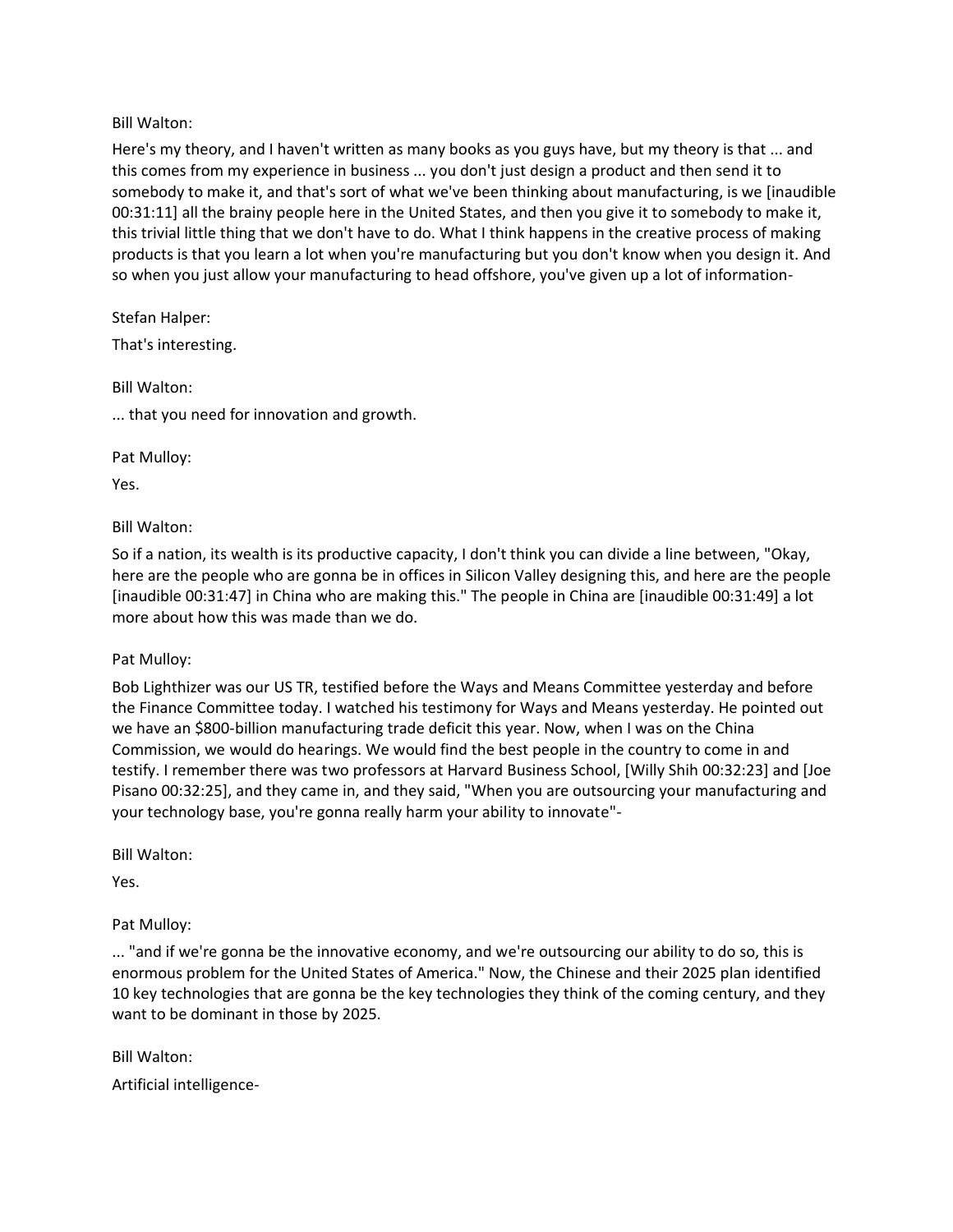Bill Walton:

Here's my theory, and I haven't written as many books as you guys have, but my theory is that ... and this comes from my experience in business ... you don't just design a product and then send it to somebody to make it, and that's sort of what we've been thinking about manufacturing, is we [inaudible 00:31:11] all the brainy people here in the United States, and then you give it to somebody to make it, this trivial little thing that we don't have to do. What I think happens in the creative process of making products is that you learn a lot when you're manufacturing but you don't know when you design it. And so when you just allow your manufacturing to head offshore, you've given up a lot of information-

Stefan Halper:

That's interesting.

Bill Walton:

... that you need for innovation and growth.

Pat Mulloy:

Yes.

Bill Walton:

So if a nation, its wealth is its productive capacity, I don't think you can divide a line between, "Okay, here are the people who are gonna be in offices in Silicon Valley designing this, and here are the people [inaudible 00:31:47] in China who are making this." The people in China are [inaudible 00:31:49] a lot more about how this was made than we do.

Pat Mulloy:

Bob Lighthizer was our US TR, testified before the Ways and Means Committee yesterday and before the Finance Committee today. I watched his testimony for Ways and Means yesterday. He pointed out we have an $800-billion manufacturing trade deficit this year. Now, when I was on the China Commission, we would do hearings. We would find the best people in the country to come in and testify. I remember there was two professors at Harvard Business School, [Willy Shih 00:32:23] and [Joe Pisano 00:32:25], and they came in, and they said, "When you are outsourcing your manufacturing and your technology base, you're gonna really harm your ability to innovate"-

Bill Walton:

Yes.

Pat Mulloy:

... "and if we're gonna be the innovative economy, and we're outsourcing our ability to do so, this is enormous problem for the United States of America." Now, the Chinese and their 2025 plan identified 10 key technologies that are gonna be the key technologies they think of the coming century, and they want to be dominant in those by 2025.

Bill Walton:

Artificial intelligence-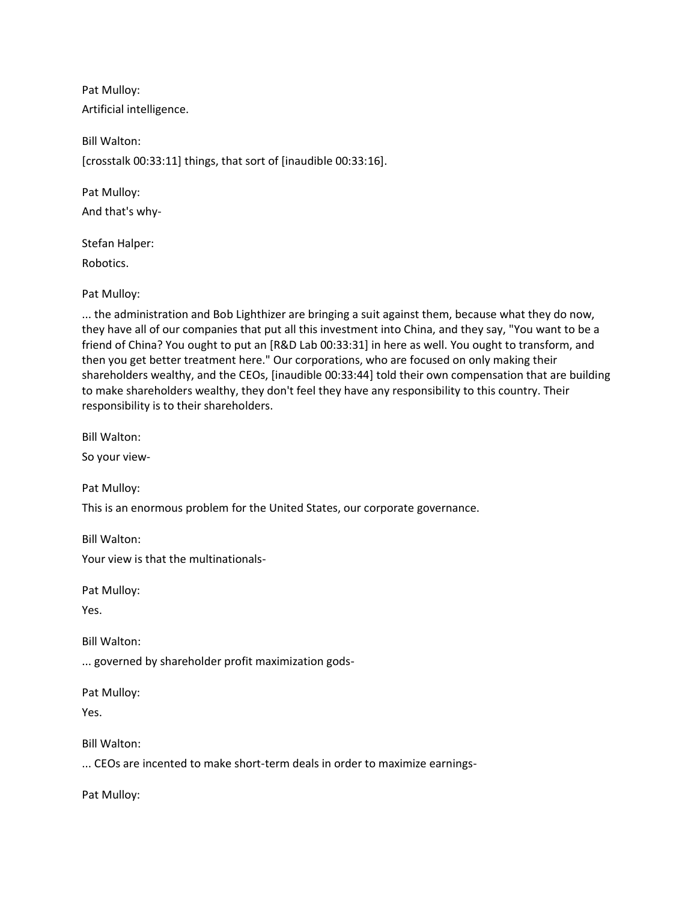Pat Mulloy:

Artificial intelligence.

Bill Walton:

[crosstalk 00:33:11] things, that sort of [inaudible 00:33:16].

Pat Mulloy:

And that's why-

Stefan Halper:

Robotics.

Pat Mulloy:

... the administration and Bob Lighthizer are bringing a suit against them, because what they do now, they have all of our companies that put all this investment into China, and they say, "You want to be a friend of China? You ought to put an [R&D Lab 00:33:31] in here as well. You ought to transform, and then you get better treatment here." Our corporations, who are focused on only making their shareholders wealthy, and the CEOs, [inaudible 00:33:44] told their own compensation that are building to make shareholders wealthy, they don't feel they have any responsibility to this country. Their responsibility is to their shareholders.

Bill Walton:

So your view-

Pat Mulloy:

This is an enormous problem for the United States, our corporate governance.

Bill Walton:

Your view is that the multinationals-

Pat Mulloy:

Yes.

Bill Walton:

... governed by shareholder profit maximization gods-

Pat Mulloy:

Yes.

Bill Walton:

... CEOs are incented to make short-term deals in order to maximize earnings-

Pat Mulloy: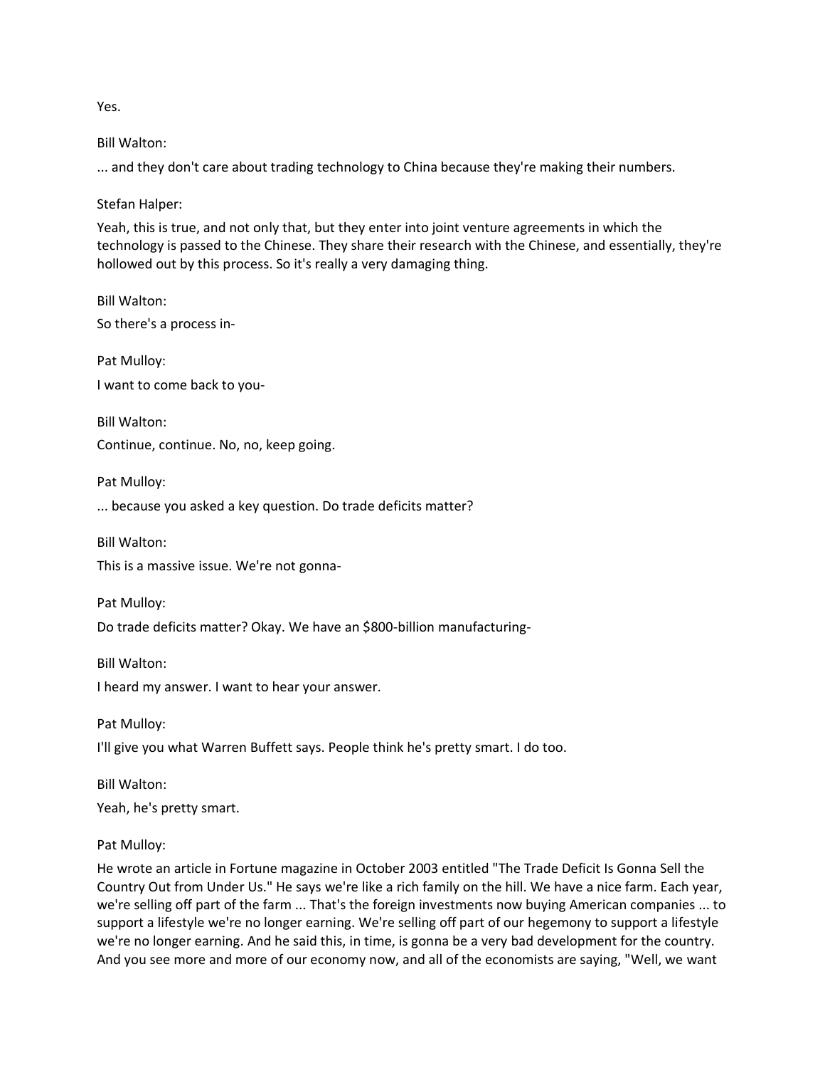Yes.

Bill Walton:

... and they don't care about trading technology to China because they're making their numbers.

Stefan Halper:

Yeah, this is true, and not only that, but they enter into joint venture agreements in which the technology is passed to the Chinese. They share their research with the Chinese, and essentially, they're hollowed out by this process. So it's really a very damaging thing.

Bill Walton:

So there's a process in-

Pat Mulloy:

I want to come back to you-

Bill Walton:

Continue, continue. No, no, keep going.

Pat Mulloy:

... because you asked a key question. Do trade deficits matter?

Bill Walton:

This is a massive issue. We're not gonna-

Pat Mulloy:

Do trade deficits matter? Okay. We have an $800-billion manufacturing-

Bill Walton:

I heard my answer. I want to hear your answer.

Pat Mulloy:

I'll give you what Warren Buffett says. People think he's pretty smart. I do too.

Bill Walton:

Yeah, he's pretty smart.

Pat Mulloy:

He wrote an article in Fortune magazine in October 2003 entitled "The Trade Deficit Is Gonna Sell the Country Out from Under Us." He says we're like a rich family on the hill. We have a nice farm. Each year, we're selling off part of the farm ... That's the foreign investments now buying American companies ... to support a lifestyle we're no longer earning. We're selling off part of our hegemony to support a lifestyle we're no longer earning. And he said this, in time, is gonna be a very bad development for the country. And you see more and more of our economy now, and all of the economists are saying, "Well, we want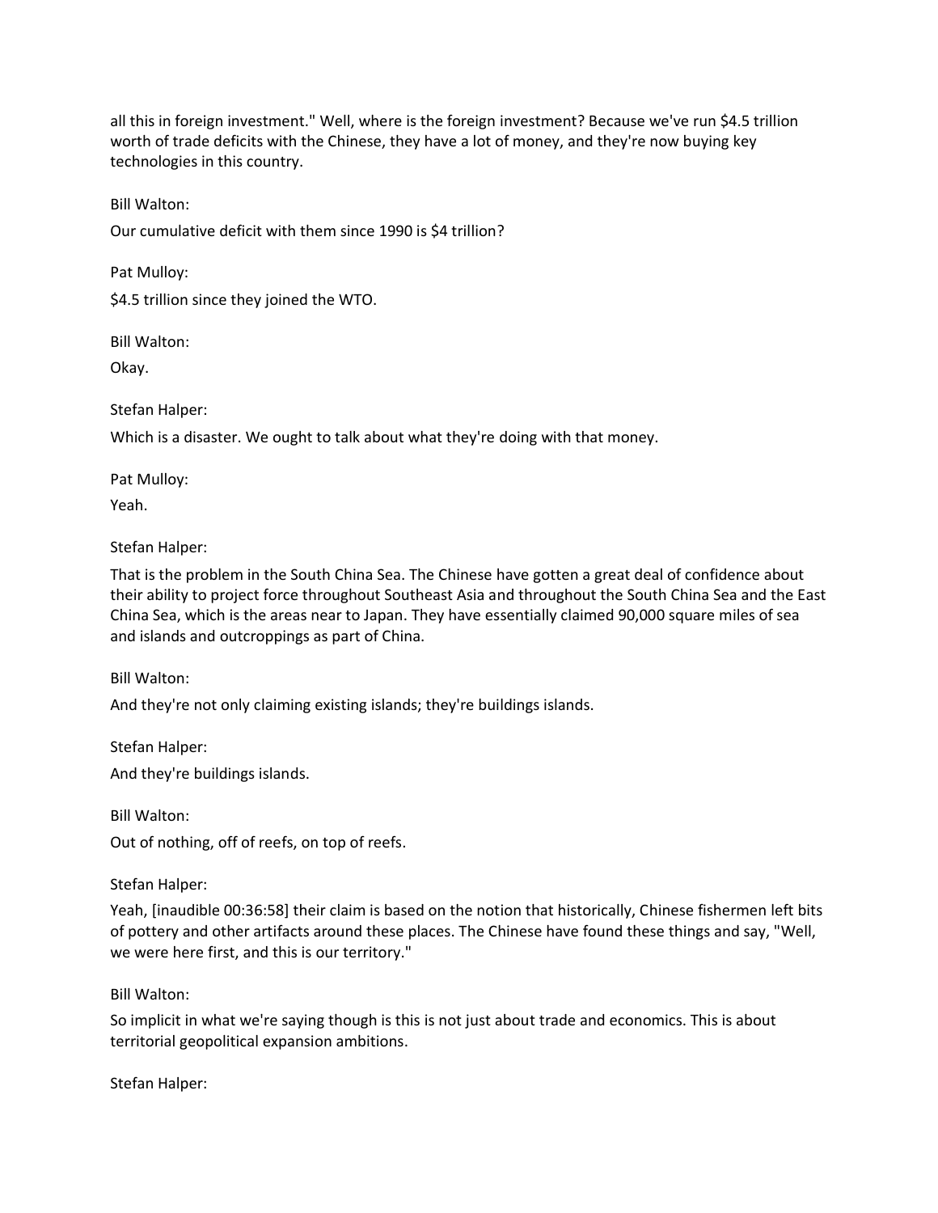all this in foreign investment." Well, where is the foreign investment? Because we've run $4.5 trillion worth of trade deficits with the Chinese, they have a lot of money, and they're now buying key technologies in this country.

Bill Walton:

Our cumulative deficit with them since 1990 is $4 trillion?

Pat Mulloy:

$4.5 trillion since they joined the WTO.

Bill Walton:

Okay.

Stefan Halper:

Which is a disaster. We ought to talk about what they're doing with that money.

Pat Mulloy:

Yeah.

Stefan Halper:

That is the problem in the South China Sea. The Chinese have gotten a great deal of confidence about their ability to project force throughout Southeast Asia and throughout the South China Sea and the East China Sea, which is the areas near to Japan. They have essentially claimed 90,000 square miles of sea and islands and outcroppings as part of China.

Bill Walton:

And they're not only claiming existing islands; they're buildings islands.

Stefan Halper:

And they're buildings islands.

Bill Walton:

Out of nothing, off of reefs, on top of reefs.

Stefan Halper:

Yeah, [inaudible 00:36:58] their claim is based on the notion that historically, Chinese fishermen left bits of pottery and other artifacts around these places. The Chinese have found these things and say, "Well, we were here first, and this is our territory."

Bill Walton:

So implicit in what we're saying though is this is not just about trade and economics. This is about territorial geopolitical expansion ambitions.

Stefan Halper: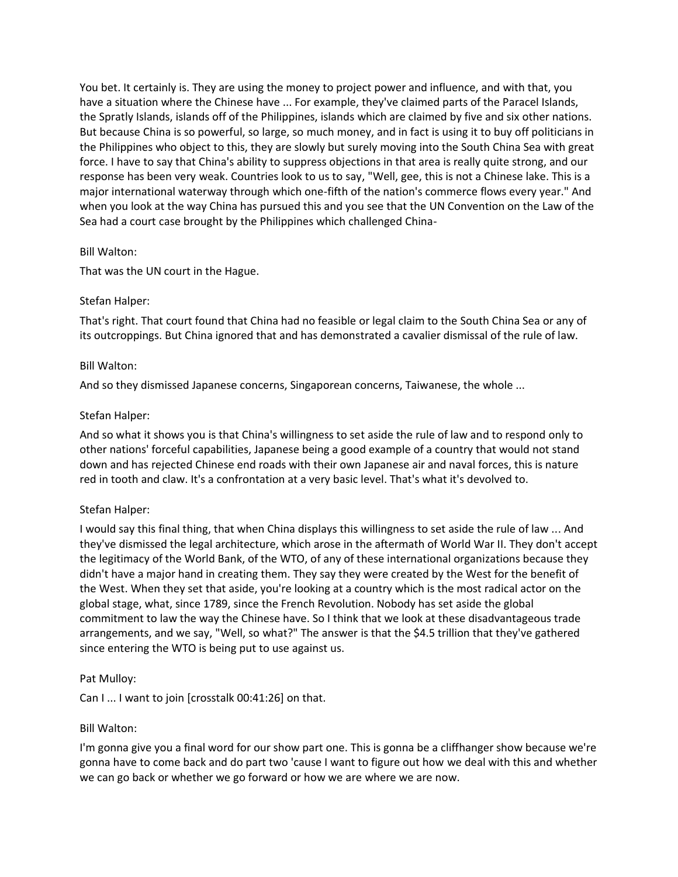You bet. It certainly is. They are using the money to project power and influence, and with that, you have a situation where the Chinese have ... For example, they've claimed parts of the Paracel Islands, the Spratly Islands, islands off of the Philippines, islands which are claimed by five and six other nations. But because China is so powerful, so large, so much money, and in fact is using it to buy off politicians in the Philippines who object to this, they are slowly but surely moving into the South China Sea with great force. I have to say that China's ability to suppress objections in that area is really quite strong, and our response has been very weak. Countries look to us to say, "Well, gee, this is not a Chinese lake. This is a major international waterway through which one-fifth of the nation's commerce flows every year." And when you look at the way China has pursued this and you see that the UN Convention on the Law of the Sea had a court case brought by the Philippines which challenged China-

Bill Walton:

That was the UN court in the Hague.

Stefan Halper:

That's right. That court found that China had no feasible or legal claim to the South China Sea or any of its outcroppings. But China ignored that and has demonstrated a cavalier dismissal of the rule of law.

Bill Walton:

And so they dismissed Japanese concerns, Singaporean concerns, Taiwanese, the whole ...

Stefan Halper:

And so what it shows you is that China's willingness to set aside the rule of law and to respond only to other nations' forceful capabilities, Japanese being a good example of a country that would not stand down and has rejected Chinese end roads with their own Japanese air and naval forces, this is nature red in tooth and claw. It's a confrontation at a very basic level. That's what it's devolved to.

Stefan Halper:

I would say this final thing, that when China displays this willingness to set aside the rule of law ... And they've dismissed the legal architecture, which arose in the aftermath of World War II. They don't accept the legitimacy of the World Bank, of the WTO, of any of these international organizations because they didn't have a major hand in creating them. They say they were created by the West for the benefit of the West. When they set that aside, you're looking at a country which is the most radical actor on the global stage, what, since 1789, since the French Revolution. Nobody has set aside the global commitment to law the way the Chinese have. So I think that we look at these disadvantageous trade arrangements, and we say, "Well, so what?" The answer is that the $4.5 trillion that they've gathered since entering the WTO is being put to use against us.

Pat Mulloy:

Can I ... I want to join [crosstalk 00:41:26] on that.

Bill Walton:

I'm gonna give you a final word for our show part one. This is gonna be a cliffhanger show because we're gonna have to come back and do part two 'cause I want to figure out how we deal with this and whether we can go back or whether we go forward or how we are where we are now.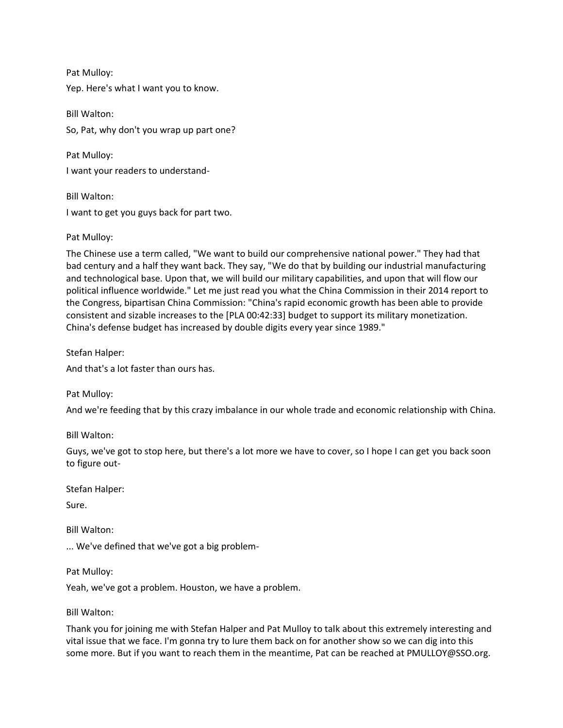Pat Mulloy:

Yep. Here's what I want you to know.

Bill Walton:

So, Pat, why don't you wrap up part one?

Pat Mulloy:

I want your readers to understand-

Bill Walton:

I want to get you guys back for part two.

Pat Mulloy:

The Chinese use a term called, "We want to build our comprehensive national power." They had that bad century and a half they want back. They say, "We do that by building our industrial manufacturing and technological base. Upon that, we will build our military capabilities, and upon that will flow our political influence worldwide." Let me just read you what the China Commission in their 2014 report to the Congress, bipartisan China Commission: "China's rapid economic growth has been able to provide consistent and sizable increases to the [PLA 00:42:33] budget to support its military monetization. China's defense budget has increased by double digits every year since 1989."

Stefan Halper:

And that's a lot faster than ours has.

Pat Mulloy:

And we're feeding that by this crazy imbalance in our whole trade and economic relationship with China.

Bill Walton:

Guys, we've got to stop here, but there's a lot more we have to cover, so I hope I can get you back soon to figure out-

Stefan Halper:

Sure.

Bill Walton:

... We've defined that we've got a big problem-

Pat Mulloy:

Yeah, we've got a problem. Houston, we have a problem.

Bill Walton:

Thank you for joining me with Stefan Halper and Pat Mulloy to talk about this extremely interesting and vital issue that we face. I'm gonna try to lure them back on for another show so we can dig into this some more. But if you want to reach them in the meantime, Pat can be reached at PMULLOY@SSO.org.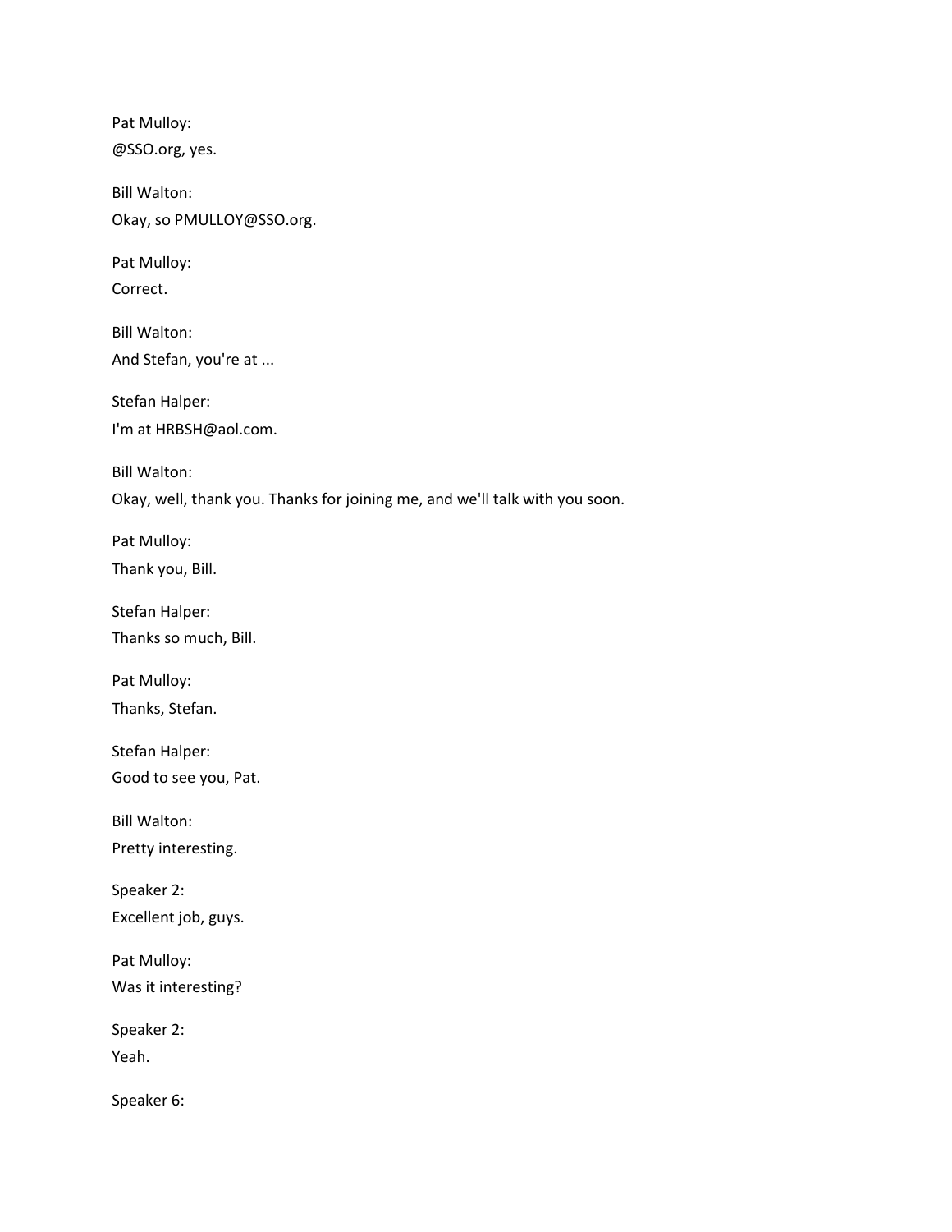Pat Mulloy:
@SSO.org, yes.

Bill Walton:
Okay, so PMULLOY@SSO.org.

Pat Mulloy:
Correct.

Bill Walton:
And Stefan, you're at ...

Stefan Halper:
I'm at HRBSH@aol.com.

Bill Walton:
Okay, well, thank you. Thanks for joining me, and we'll talk with you soon.

Pat Mulloy:
Thank you, Bill.

Stefan Halper:
Thanks so much, Bill.

Pat Mulloy:
Thanks, Stefan.

Stefan Halper:
Good to see you, Pat.

Bill Walton:
Pretty interesting.

Speaker 2:
Excellent job, guys.

Pat Mulloy:
Was it interesting?

Speaker 2:
Yeah.

Speaker 6: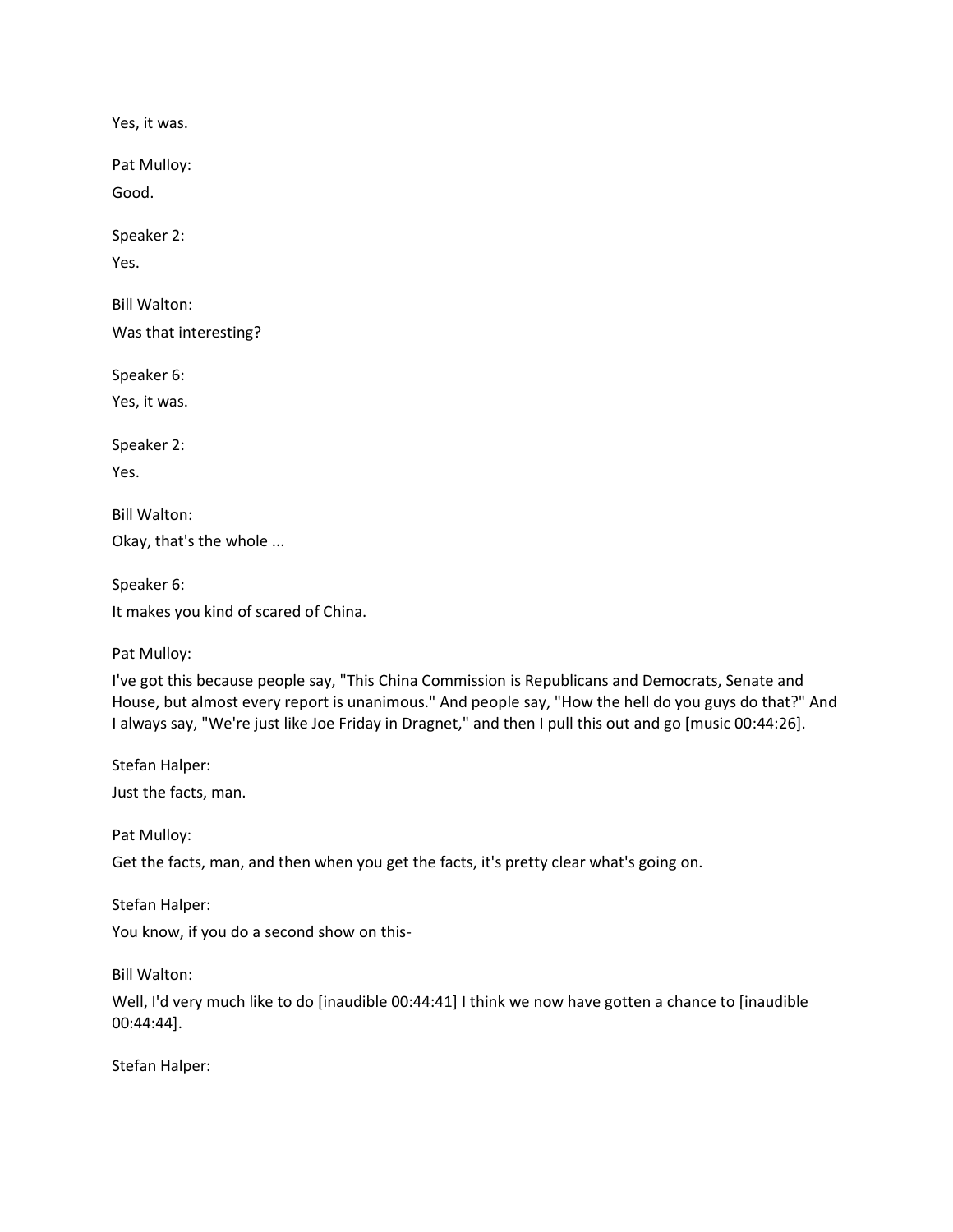Yes, it was.

Pat Mulloy:

Good.

Speaker 2:

Yes.

Bill Walton:

Was that interesting?

Speaker 6:

Yes, it was.

Speaker 2:

Yes.

Bill Walton:

Okay, that's the whole ...

Speaker 6:

It makes you kind of scared of China.

Pat Mulloy:

I've got this because people say, "This China Commission is Republicans and Democrats, Senate and House, but almost every report is unanimous." And people say, "How the hell do you guys do that?" And I always say, "We're just like Joe Friday in Dragnet," and then I pull this out and go [music 00:44:26].

Stefan Halper:

Just the facts, man.

Pat Mulloy:

Get the facts, man, and then when you get the facts, it's pretty clear what's going on.

Stefan Halper:

You know, if you do a second show on this-

Bill Walton:

Well, I'd very much like to do [inaudible 00:44:41] I think we now have gotten a chance to [inaudible 00:44:44].

Stefan Halper: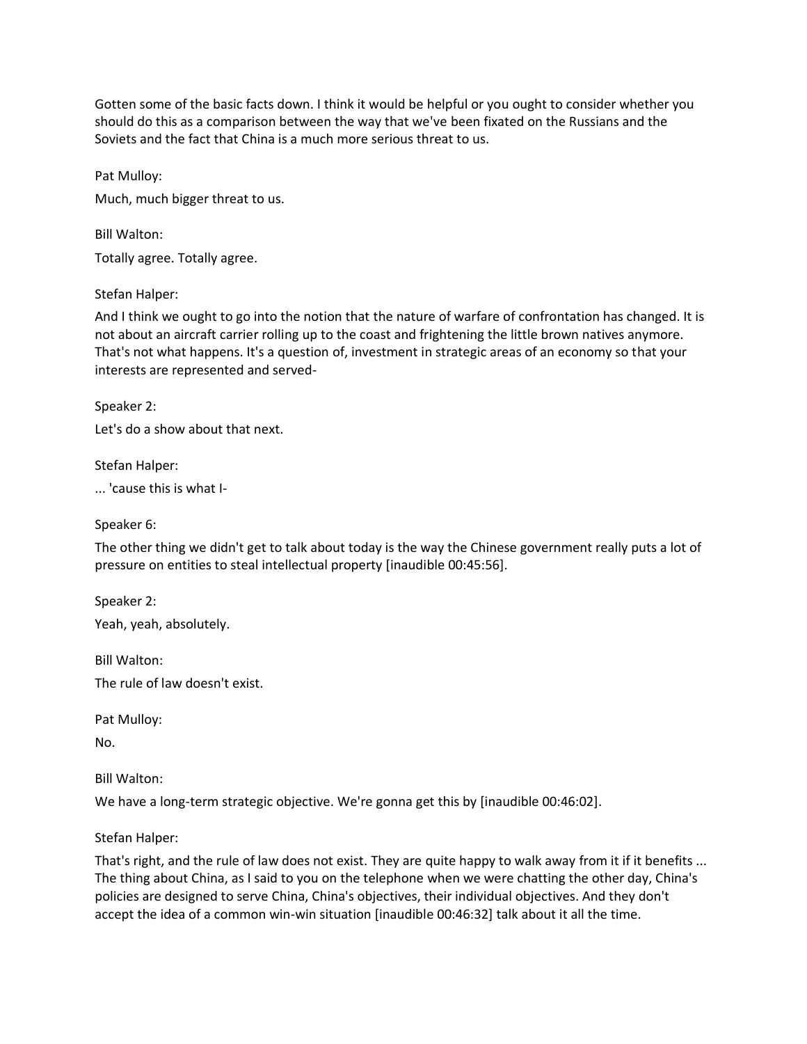Gotten some of the basic facts down. I think it would be helpful or you ought to consider whether you should do this as a comparison between the way that we've been fixated on the Russians and the Soviets and the fact that China is a much more serious threat to us.

Pat Mulloy:

Much, much bigger threat to us.

Bill Walton:

Totally agree. Totally agree.

Stefan Halper:

And I think we ought to go into the notion that the nature of warfare of confrontation has changed. It is not about an aircraft carrier rolling up to the coast and frightening the little brown natives anymore. That's not what happens. It's a question of, investment in strategic areas of an economy so that your interests are represented and served-

Speaker 2:

Let's do a show about that next.

Stefan Halper:

... 'cause this is what I-

Speaker 6:

The other thing we didn't get to talk about today is the way the Chinese government really puts a lot of pressure on entities to steal intellectual property [inaudible 00:45:56].

Speaker 2:

Yeah, yeah, absolutely.

Bill Walton:

The rule of law doesn't exist.

Pat Mulloy:

No.

Bill Walton:

We have a long-term strategic objective. We're gonna get this by [inaudible 00:46:02].

Stefan Halper:

That's right, and the rule of law does not exist. They are quite happy to walk away from it if it benefits ... The thing about China, as I said to you on the telephone when we were chatting the other day, China's policies are designed to serve China, China's objectives, their individual objectives. And they don't accept the idea of a common win-win situation [inaudible 00:46:32] talk about it all the time.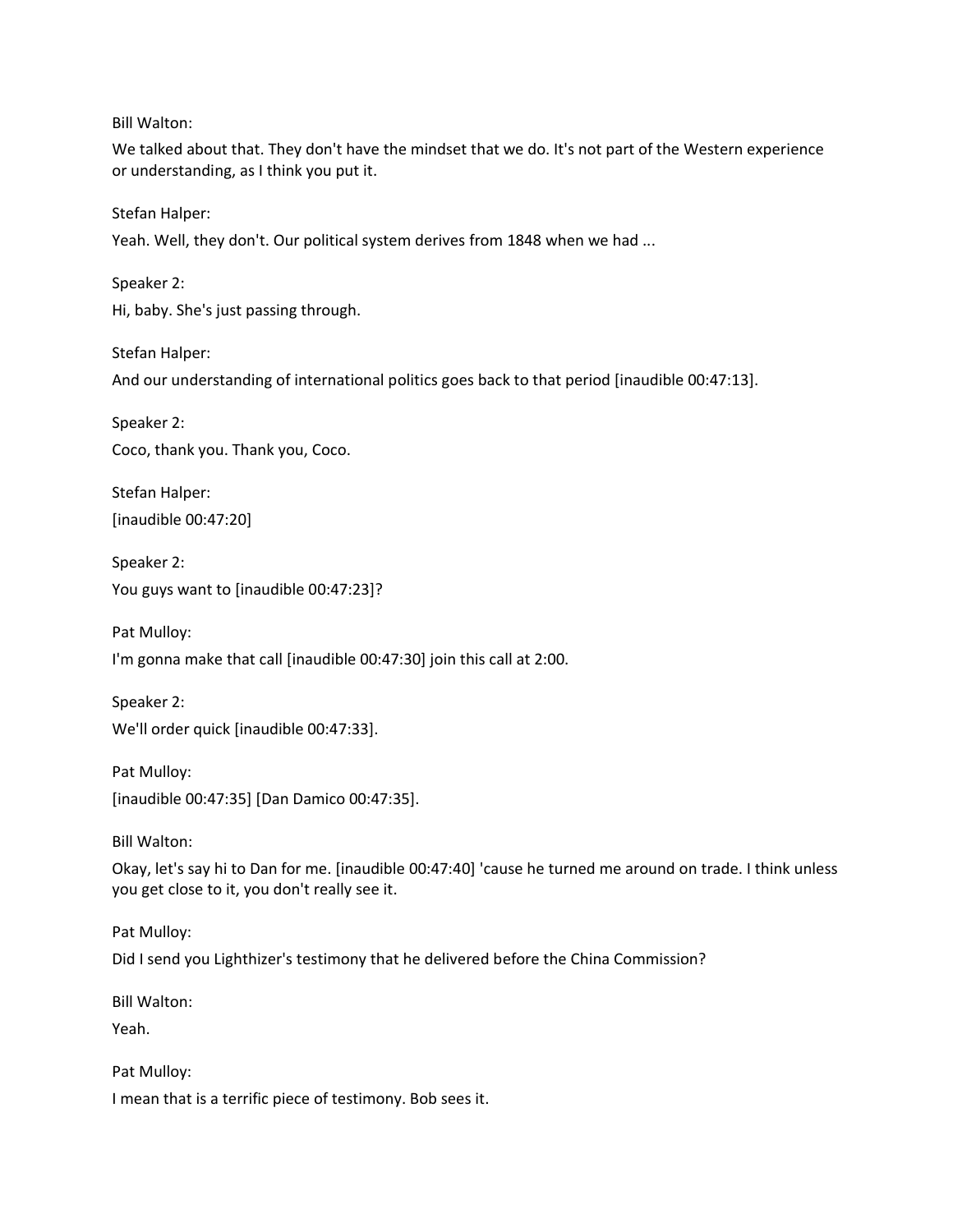Bill Walton:

We talked about that. They don't have the mindset that we do. It's not part of the Western experience or understanding, as I think you put it.

Stefan Halper:

Yeah. Well, they don't. Our political system derives from 1848 when we had ...

Speaker 2:

Hi, baby. She's just passing through.

Stefan Halper:

And our understanding of international politics goes back to that period [inaudible 00:47:13].

Speaker 2:

Coco, thank you. Thank you, Coco.

Stefan Halper:

[inaudible 00:47:20]

Speaker 2:

You guys want to [inaudible 00:47:23]?

Pat Mulloy:

I'm gonna make that call [inaudible 00:47:30] join this call at 2:00.

Speaker 2:

We'll order quick [inaudible 00:47:33].

Pat Mulloy:

[inaudible 00:47:35] [Dan Damico 00:47:35].

Bill Walton:

Okay, let's say hi to Dan for me. [inaudible 00:47:40] 'cause he turned me around on trade. I think unless you get close to it, you don't really see it.

Pat Mulloy:

Did I send you Lighthizer's testimony that he delivered before the China Commission?

Bill Walton:

Yeah.

Pat Mulloy:

I mean that is a terrific piece of testimony. Bob sees it.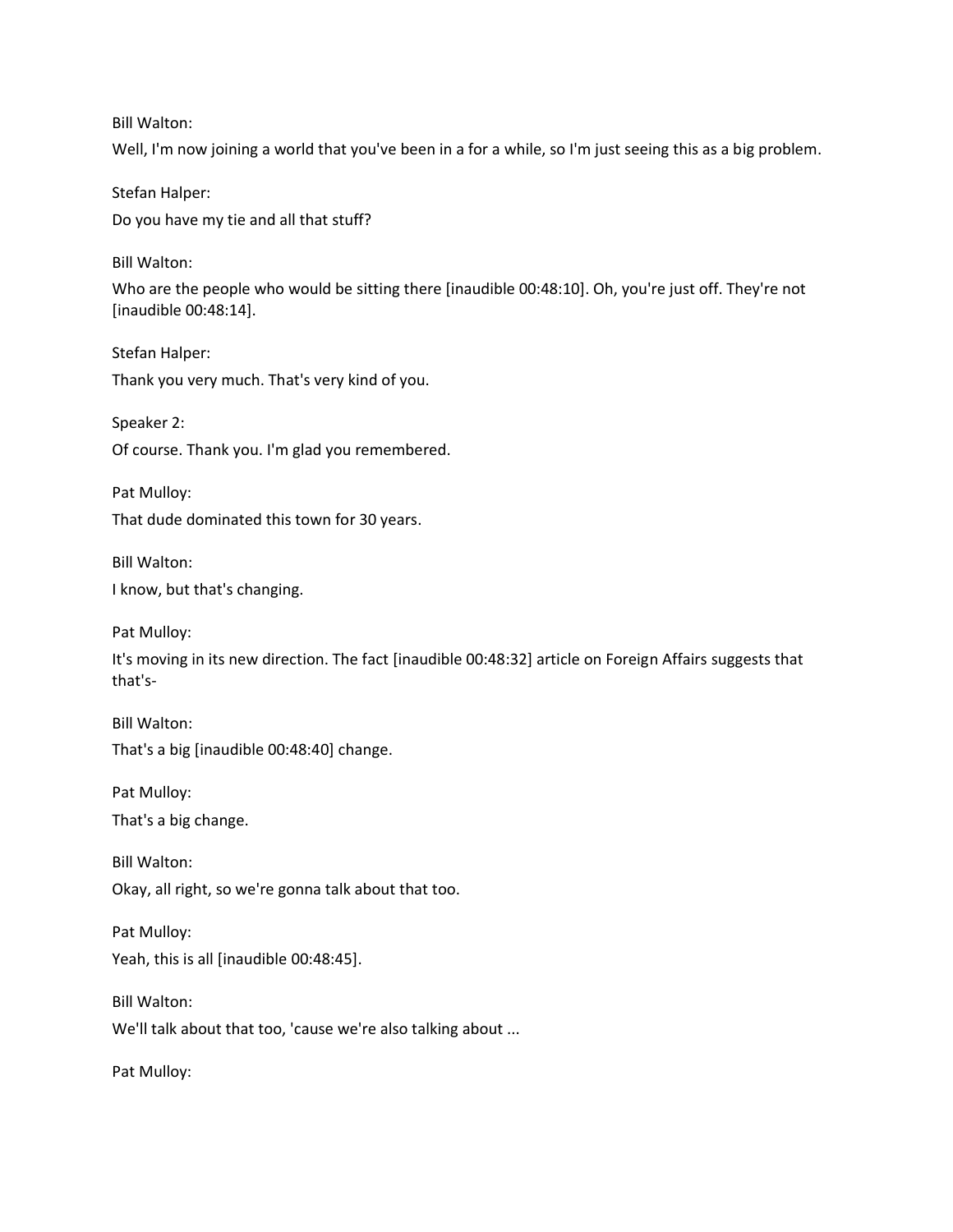Bill Walton:
Well, I'm now joining a world that you've been in a for a while, so I'm just seeing this as a big problem.

Stefan Halper:
Do you have my tie and all that stuff?

Bill Walton:
Who are the people who would be sitting there [inaudible 00:48:10]. Oh, you're just off. They're not [inaudible 00:48:14].

Stefan Halper:
Thank you very much. That's very kind of you.

Speaker 2:
Of course. Thank you. I'm glad you remembered.

Pat Mulloy:
That dude dominated this town for 30 years.

Bill Walton:
I know, but that's changing.

Pat Mulloy:
It's moving in its new direction. The fact [inaudible 00:48:32] article on Foreign Affairs suggests that that's-

Bill Walton:
That's a big [inaudible 00:48:40] change.

Pat Mulloy:
That's a big change.

Bill Walton:
Okay, all right, so we're gonna talk about that too.

Pat Mulloy:
Yeah, this is all [inaudible 00:48:45].

Bill Walton:
We'll talk about that too, 'cause we're also talking about ...

Pat Mulloy: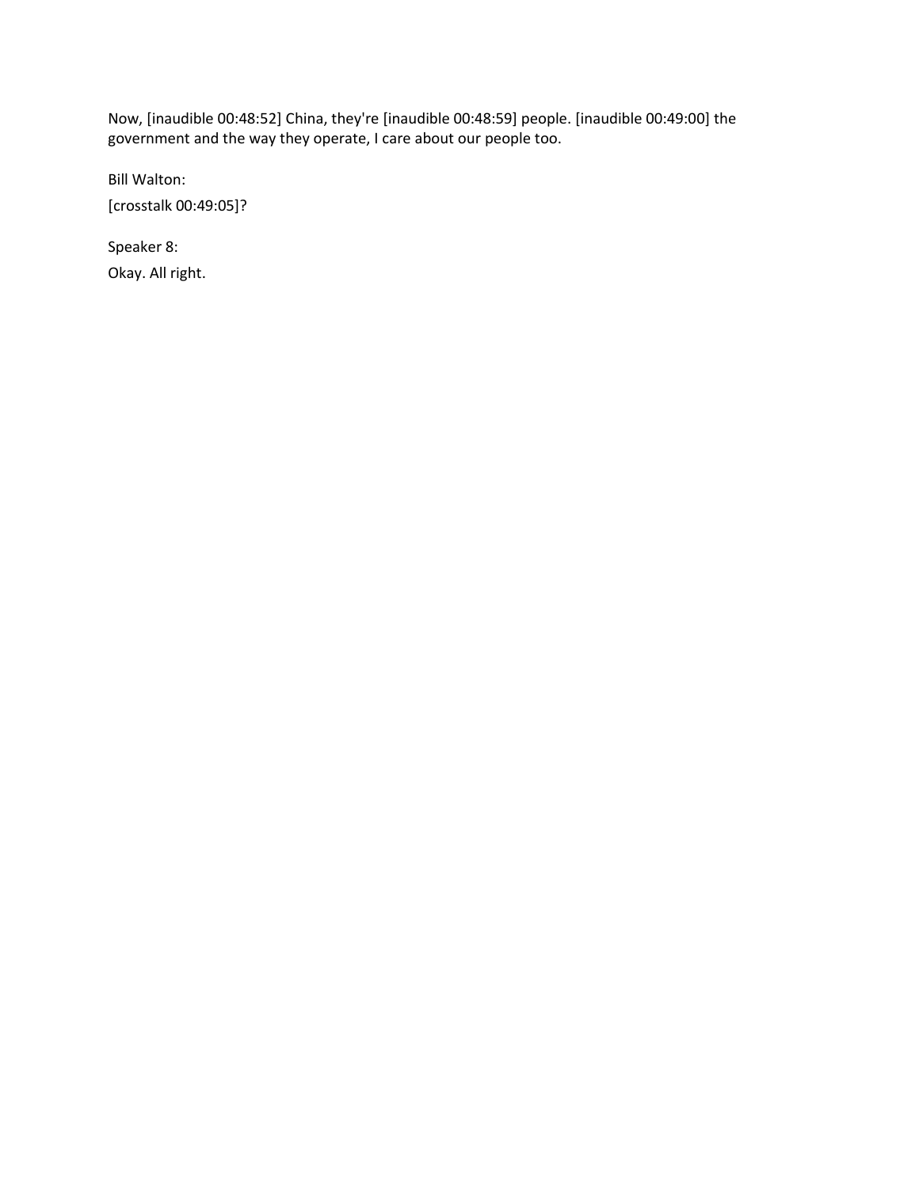Now, [inaudible 00:48:52] China, they're [inaudible 00:48:59] people. [inaudible 00:49:00] the government and the way they operate, I care about our people too.

Bill Walton:

[crosstalk 00:49:05]?

Speaker 8:

Okay. All right.